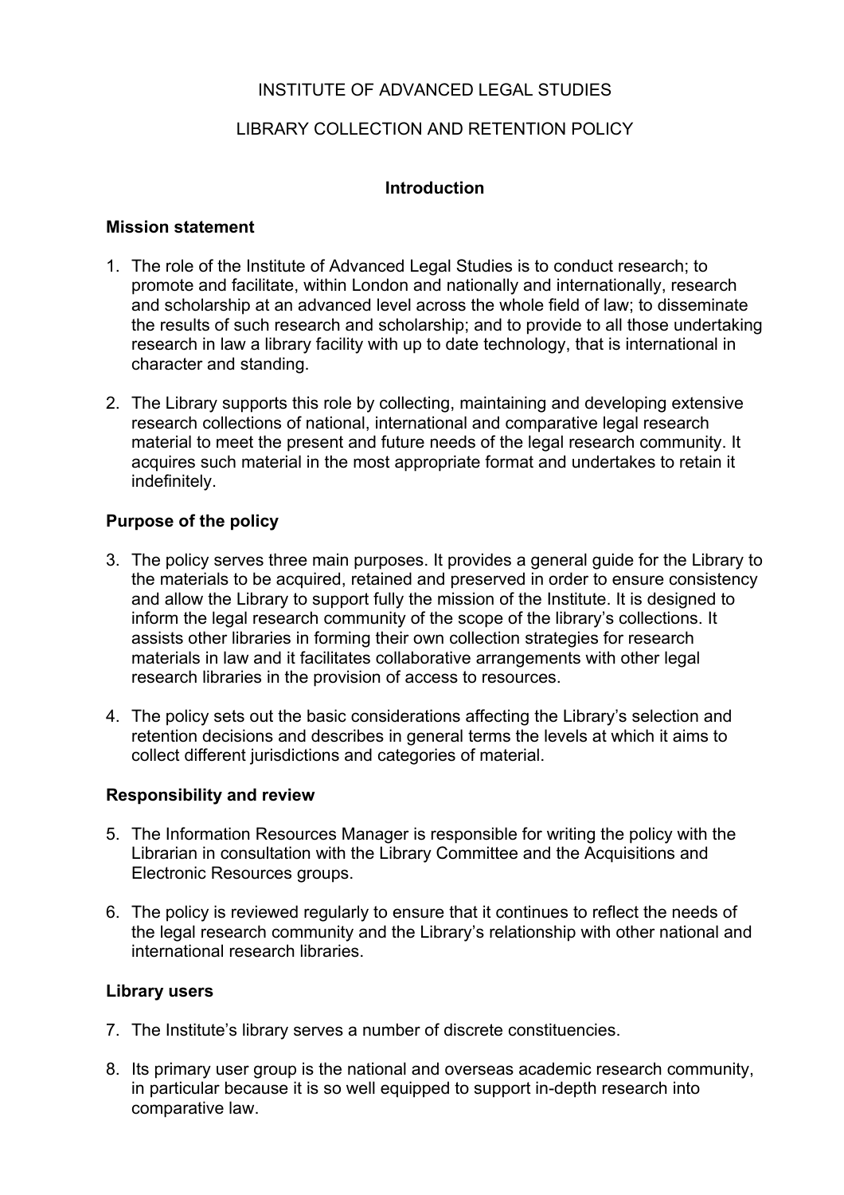# INSTITUTE OF ADVANCED LEGAL STUDIES

# LIBRARY COLLECTION AND RETENTION POLICY

## Introduction

### Mission statement

1. The role of the Institute of Advanced Legal Studies is to conduct research; to promote and facilitate, within London and nationally and internationally, research and scholarship at an advanced level across the whole field of law; to disseminate the results of such research and scholarship; and to provide to all those undertaking research in law a library facility with up to date technology, that is international in character and standing.

2. The Library supports this role by collecting, maintaining and developing extensive research collections of national, international and comparative legal research material to meet the present and future needs of the legal research community. It acquires such material in the most appropriate format and undertakes to retain it indefinitely.

### Purpose of the policy

3. The policy serves three main purposes. It provides a general guide for the Library to the materials to be acquired, retained and preserved in order to ensure consistency and allow the Library to support fully the mission of the Institute. It is designed to inform the legal research community of the scope of the library's collections. It assists other libraries in forming their own collection strategies for research materials in law and it facilitates collaborative arrangements with other legal research libraries in the provision of access to resources.

4. The policy sets out the basic considerations affecting the Library's selection and retention decisions and describes in general terms the levels at which it aims to collect different jurisdictions and categories of material.

### Responsibility and review

5. The Information Resources Manager is responsible for writing the policy with the Librarian in consultation with the Library Committee and the Acquisitions and Electronic Resources groups.

6. The policy is reviewed regularly to ensure that it continues to reflect the needs of the legal research community and the Library's relationship with other national and international research libraries.

### Library users

7. The Institute's library serves a number of discrete constituencies.

8. Its primary user group is the national and overseas academic research community, in particular because it is so well equipped to support in-depth research into comparative law.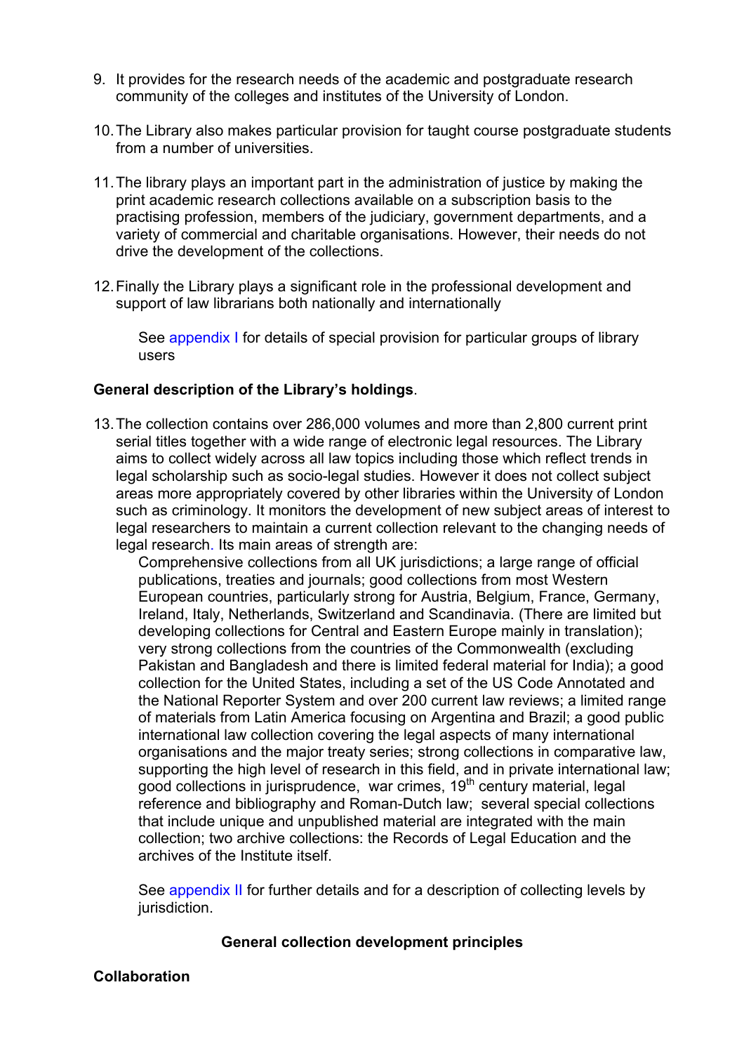9. It provides for the research needs of the academic and postgraduate research community of the colleges and institutes of the University of London.

10. The Library also makes particular provision for taught course postgraduate students from a number of universities.

11. The library plays an important part in the administration of justice by making the print academic research collections available on a subscription basis to the practising profession, members of the judiciary, government departments, and a variety of commercial and charitable organisations. However, their needs do not drive the development of the collections.

12. Finally the Library plays a significant role in the professional development and support of law librarians both nationally and internationally

    See appendix I for details of special provision for particular groups of library users

**General description of the Library's holdings**.

13. The collection contains over 286,000 volumes and more than 2,800 current print serial titles together with a wide range of electronic legal resources. The Library aims to collect widely across all law topics including those which reflect trends in legal scholarship such as socio-legal studies. However it does not collect subject areas more appropriately covered by other libraries within the University of London such as criminology. It monitors the development of new subject areas of interest to legal researchers to maintain a current collection relevant to the changing needs of legal research. Its main areas of strength are:

    Comprehensive collections from all UK jurisdictions; a large range of official publications, treaties and journals; good collections from most Western European countries, particularly strong for Austria, Belgium, France, Germany, Ireland, Italy, Netherlands, Switzerland and Scandinavia. (There are limited but developing collections for Central and Eastern Europe mainly in translation); very strong collections from the countries of the Commonwealth (excluding Pakistan and Bangladesh and there is limited federal material for India); a good collection for the United States, including a set of the US Code Annotated and the National Reporter System and over 200 current law reviews; a limited range of materials from Latin America focusing on Argentina and Brazil; a good public international law collection covering the legal aspects of many international organisations and the major treaty series; strong collections in comparative law, supporting the high level of research in this field, and in private international law; good collections in jurisprudence, war crimes, 19th century material, legal reference and bibliography and Roman-Dutch law; several special collections that include unique and unpublished material are integrated with the main collection; two archive collections: the Records of Legal Education and the archives of the Institute itself.

    See appendix II for further details and for a description of collecting levels by jurisdiction.

## General collection development principles

**Collaboration**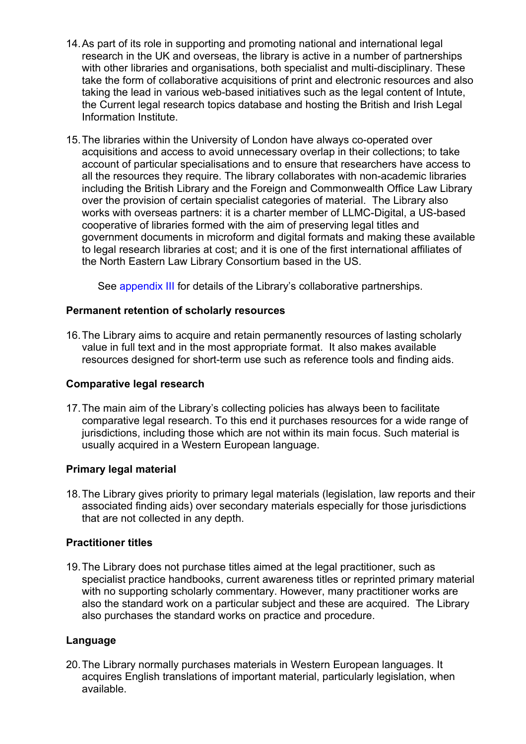14. As part of its role in supporting and promoting national and international legal research in the UK and overseas, the library is active in a number of partnerships with other libraries and organisations, both specialist and multi-disciplinary. These take the form of collaborative acquisitions of print and electronic resources and also taking the lead in various web-based initiatives such as the legal content of Intute, the Current legal research topics database and hosting the British and Irish Legal Information Institute.

15. The libraries within the University of London have always co-operated over acquisitions and access to avoid unnecessary overlap in their collections; to take account of particular specialisations and to ensure that researchers have access to all the resources they require. The library collaborates with non-academic libraries including the British Library and the Foreign and Commonwealth Office Law Library over the provision of certain specialist categories of material. The Library also works with overseas partners: it is a charter member of LLMC-Digital, a US-based cooperative of libraries formed with the aim of preserving legal titles and government documents in microform and digital formats and making these available to legal research libraries at cost; and it is one of the first international affiliates of the North Eastern Law Library Consortium based in the US.

    See appendix III for details of the Library's collaborative partnerships.

**Permanent retention of scholarly resources**

16. The Library aims to acquire and retain permanently resources of lasting scholarly value in full text and in the most appropriate format. It also makes available resources designed for short-term use such as reference tools and finding aids.

**Comparative legal research**

17. The main aim of the Library's collecting policies has always been to facilitate comparative legal research. To this end it purchases resources for a wide range of jurisdictions, including those which are not within its main focus. Such material is usually acquired in a Western European language.

**Primary legal material**

18. The Library gives priority to primary legal materials (legislation, law reports and their associated finding aids) over secondary materials especially for those jurisdictions that are not collected in any depth.

**Practitioner titles**

19. The Library does not purchase titles aimed at the legal practitioner, such as specialist practice handbooks, current awareness titles or reprinted primary material with no supporting scholarly commentary. However, many practitioner works are also the standard work on a particular subject and these are acquired. The Library also purchases the standard works on practice and procedure.

**Language**

20. The Library normally purchases materials in Western European languages. It acquires English translations of important material, particularly legislation, when available.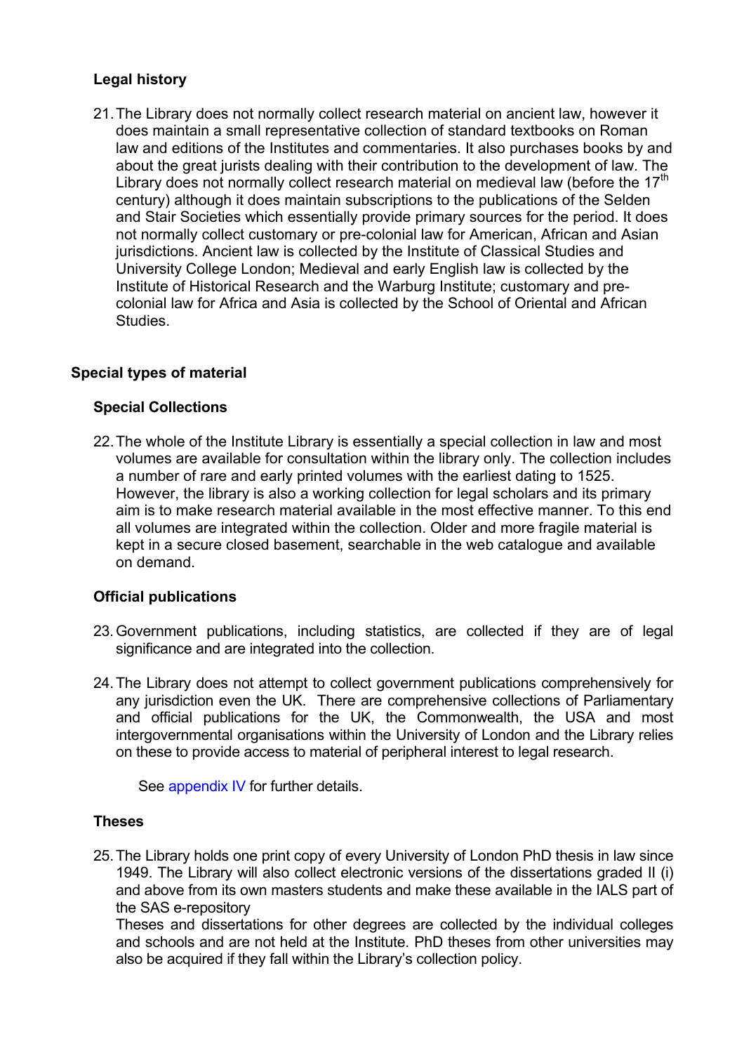### Legal history

21. The Library does not normally collect research material on ancient law, however it does maintain a small representative collection of standard textbooks on Roman law and editions of the Institutes and commentaries. It also purchases books by and about the great jurists dealing with their contribution to the development of law. The Library does not normally collect research material on medieval law (before the 17th century) although it does maintain subscriptions to the publications of the Selden and Stair Societies which essentially provide primary sources for the period. It does not normally collect customary or pre-colonial law for American, African and Asian jurisdictions. Ancient law is collected by the Institute of Classical Studies and University College London; Medieval and early English law is collected by the Institute of Historical Research and the Warburg Institute; customary and pre-colonial law for Africa and Asia is collected by the School of Oriental and African Studies.

## Special types of material

### Special Collections

22. The whole of the Institute Library is essentially a special collection in law and most volumes are available for consultation within the library only. The collection includes a number of rare and early printed volumes with the earliest dating to 1525. However, the library is also a working collection for legal scholars and its primary aim is to make research material available in the most effective manner. To this end all volumes are integrated within the collection. Older and more fragile material is kept in a secure closed basement, searchable in the web catalogue and available on demand.

### Official publications

23. Government publications, including statistics, are collected if they are of legal significance and are integrated into the collection.

24. The Library does not attempt to collect government publications comprehensively for any jurisdiction even the UK. There are comprehensive collections of Parliamentary and official publications for the UK, the Commonwealth, the USA and most intergovernmental organisations within the University of London and the Library relies on these to provide access to material of peripheral interest to legal research.

    See appendix IV for further details.

### Theses

25. The Library holds one print copy of every University of London PhD thesis in law since 1949. The Library will also collect electronic versions of the dissertations graded II (i) and above from its own masters students and make these available in the IALS part of the SAS e-repository
    Theses and dissertations for other degrees are collected by the individual colleges and schools and are not held at the Institute. PhD theses from other universities may also be acquired if they fall within the Library's collection policy.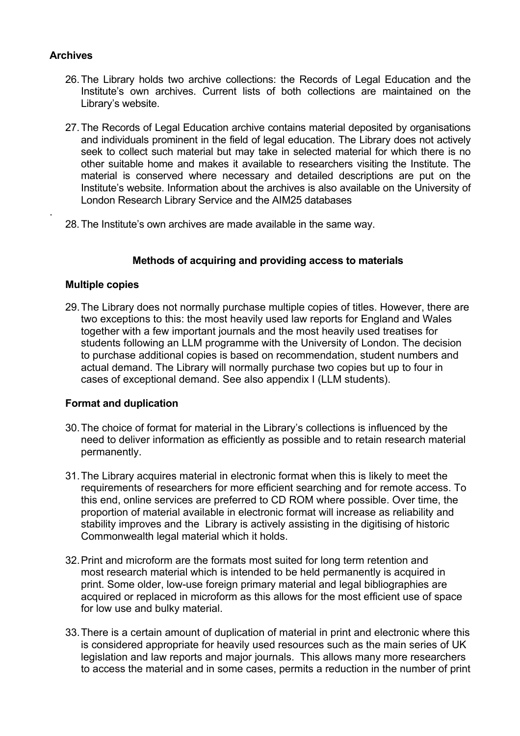## Archives

26. The Library holds two archive collections: the Records of Legal Education and the Institute's own archives. Current lists of both collections are maintained on the Library's website.

27. The Records of Legal Education archive contains material deposited by organisations and individuals prominent in the field of legal education. The Library does not actively seek to collect such material but may take in selected material for which there is no other suitable home and makes it available to researchers visiting the Institute. The material is conserved where necessary and detailed descriptions are put on the Institute's website. Information about the archives is also available on the University of London Research Library Service and the AIM25 databases

.

28. The Institute's own archives are made available in the same way.

### Methods of acquiring and providing access to materials

## Multiple copies

29. The Library does not normally purchase multiple copies of titles. However, there are two exceptions to this: the most heavily used law reports for England and Wales together with a few important journals and the most heavily used treatises for students following an LLM programme with the University of London. The decision to purchase additional copies is based on recommendation, student numbers and actual demand. The Library will normally purchase two copies but up to four in cases of exceptional demand. See also appendix I (LLM students).

## Format and duplication

30. The choice of format for material in the Library's collections is influenced by the need to deliver information as efficiently as possible and to retain research material permanently.

31. The Library acquires material in electronic format when this is likely to meet the requirements of researchers for more efficient searching and for remote access. To this end, online services are preferred to CD ROM where possible. Over time, the proportion of material available in electronic format will increase as reliability and stability improves and the Library is actively assisting in the digitising of historic Commonwealth legal material which it holds.

32. Print and microform are the formats most suited for long term retention and most research material which is intended to be held permanently is acquired in print. Some older, low-use foreign primary material and legal bibliographies are acquired or replaced in microform as this allows for the most efficient use of space for low use and bulky material.

33. There is a certain amount of duplication of material in print and electronic where this is considered appropriate for heavily used resources such as the main series of UK legislation and law reports and major journals. This allows many more researchers to access the material and in some cases, permits a reduction in the number of print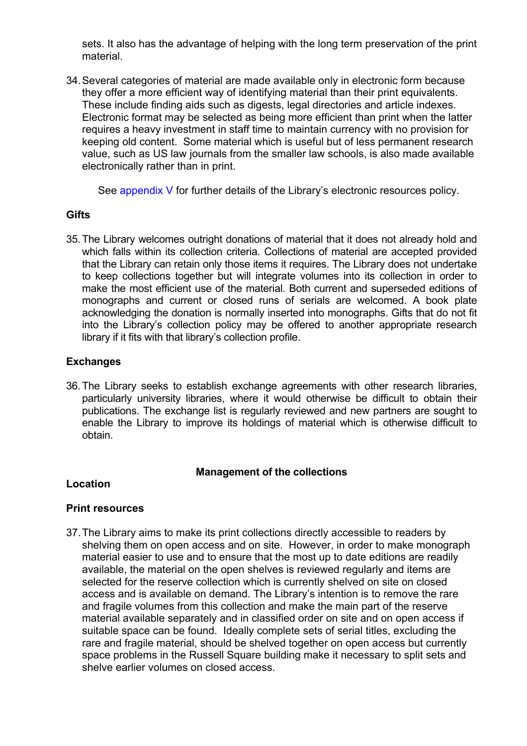sets. It also has the advantage of helping with the long term preservation of the print material.

34. Several categories of material are made available only in electronic form because they offer a more efficient way of identifying material than their print equivalents. These include finding aids such as digests, legal directories and article indexes. Electronic format may be selected as being more efficient than print when the latter requires a heavy investment in staff time to maintain currency with no provision for keeping old content. Some material which is useful but of less permanent research value, such as US law journals from the smaller law schools, is also made available electronically rather than in print.

    See appendix V for further details of the Library's electronic resources policy.

**Gifts**

35. The Library welcomes outright donations of material that it does not already hold and which falls within its collection criteria. Collections of material are accepted provided that the Library can retain only those items it requires. The Library does not undertake to keep collections together but will integrate volumes into its collection in order to make the most efficient use of the material. Both current and superseded editions of monographs and current or closed runs of serials are welcomed. A book plate acknowledging the donation is normally inserted into monographs. Gifts that do not fit into the Library's collection policy may be offered to another appropriate research library if it fits with that library's collection profile.

**Exchanges**

36. The Library seeks to establish exchange agreements with other research libraries, particularly university libraries, where it would otherwise be difficult to obtain their publications. The exchange list is regularly reviewed and new partners are sought to enable the Library to improve its holdings of material which is otherwise difficult to obtain.

## Management of the collections

**Location**

**Print resources**

37. The Library aims to make its print collections directly accessible to readers by shelving them on open access and on site. However, in order to make monograph material easier to use and to ensure that the most up to date editions are readily available, the material on the open shelves is reviewed regularly and items are selected for the reserve collection which is currently shelved on site on closed access and is available on demand. The Library's intention is to remove the rare and fragile volumes from this collection and make the main part of the reserve material available separately and in classified order on site and on open access if suitable space can be found. Ideally complete sets of serial titles, excluding the rare and fragile material, should be shelved together on open access but currently space problems in the Russell Square building make it necessary to split sets and shelve earlier volumes on closed access.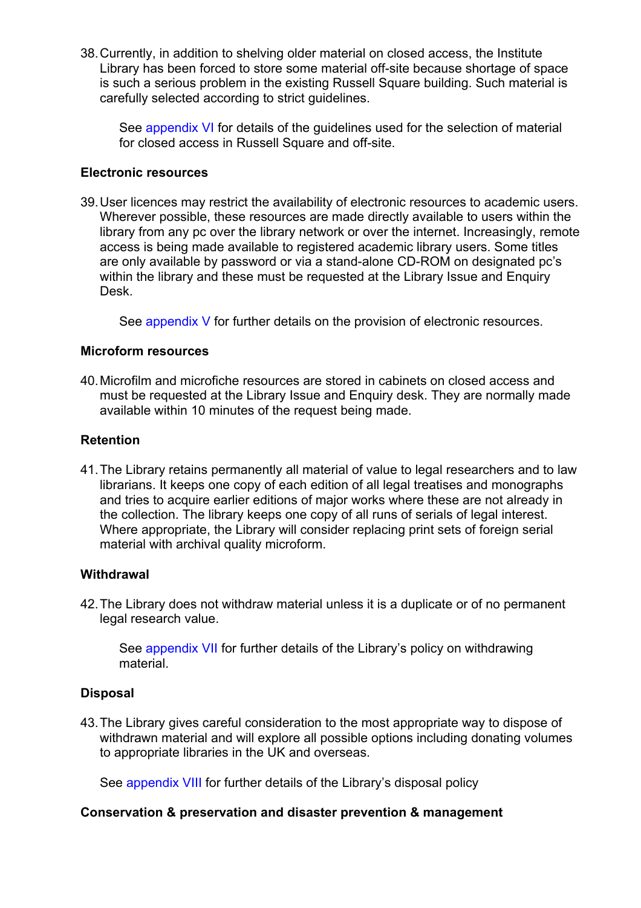38. Currently, in addition to shelving older material on closed access, the Institute Library has been forced to store some material off-site because shortage of space is such a serious problem in the existing Russell Square building. Such material is carefully selected according to strict guidelines.

    See appendix VI for details of the guidelines used for the selection of material for closed access in Russell Square and off-site.

**Electronic resources**

39. User licences may restrict the availability of electronic resources to academic users. Wherever possible, these resources are made directly available to users within the library from any pc over the library network or over the internet. Increasingly, remote access is being made available to registered academic library users. Some titles are only available by password or via a stand-alone CD-ROM on designated pc's within the library and these must be requested at the Library Issue and Enquiry Desk.

    See appendix V for further details on the provision of electronic resources.

**Microform resources**

40. Microfilm and microfiche resources are stored in cabinets on closed access and must be requested at the Library Issue and Enquiry desk. They are normally made available within 10 minutes of the request being made.

**Retention**

41. The Library retains permanently all material of value to legal researchers and to law librarians. It keeps one copy of each edition of all legal treatises and monographs and tries to acquire earlier editions of major works where these are not already in the collection. The library keeps one copy of all runs of serials of legal interest. Where appropriate, the Library will consider replacing print sets of foreign serial material with archival quality microform.

**Withdrawal**

42. The Library does not withdraw material unless it is a duplicate or of no permanent legal research value.

    See appendix VII for further details of the Library's policy on withdrawing material.

**Disposal**

43. The Library gives careful consideration to the most appropriate way to dispose of withdrawn material and will explore all possible options including donating volumes to appropriate libraries in the UK and overseas.

See appendix VIII for further details of the Library's disposal policy

**Conservation & preservation and disaster prevention & management**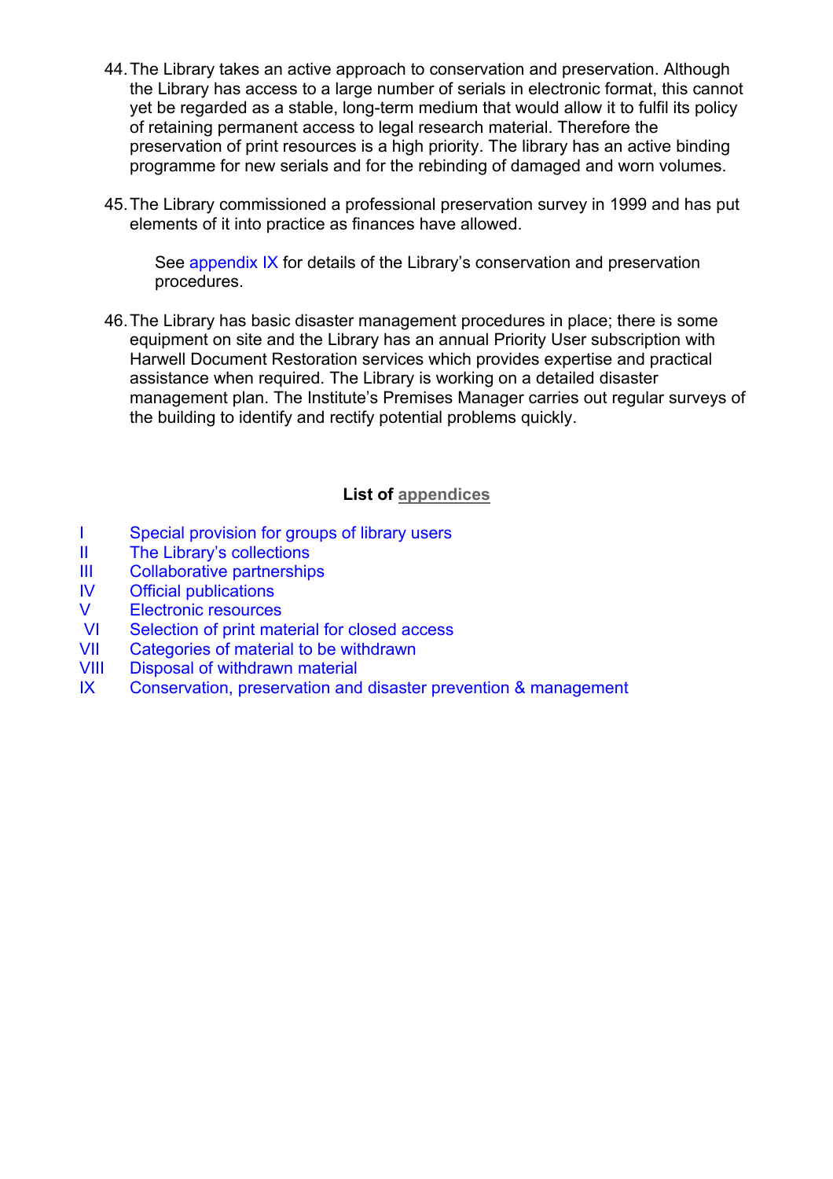44. The Library takes an active approach to conservation and preservation. Although the Library has access to a large number of serials in electronic format, this cannot yet be regarded as a stable, long-term medium that would allow it to fulfil its policy of retaining permanent access to legal research material. Therefore the preservation of print resources is a high priority. The library has an active binding programme for new serials and for the rebinding of damaged and worn volumes.

45. The Library commissioned a professional preservation survey in 1999 and has put elements of it into practice as finances have allowed.

    See appendix IX for details of the Library's conservation and preservation procedures.

46. The Library has basic disaster management procedures in place; there is some equipment on site and the Library has an annual Priority User subscription with Harwell Document Restoration services which provides expertise and practical assistance when required. The Library is working on a detailed disaster management plan. The Institute's Premises Manager carries out regular surveys of the building to identify and rectify potential problems quickly.

**List of appendices**

- I Special provision for groups of library users
- II The Library's collections
- III Collaborative partnerships
- IV Official publications
- V Electronic resources
- VI Selection of print material for closed access
- VII Categories of material to be withdrawn
- VIII Disposal of withdrawn material
- IX Conservation, preservation and disaster prevention & management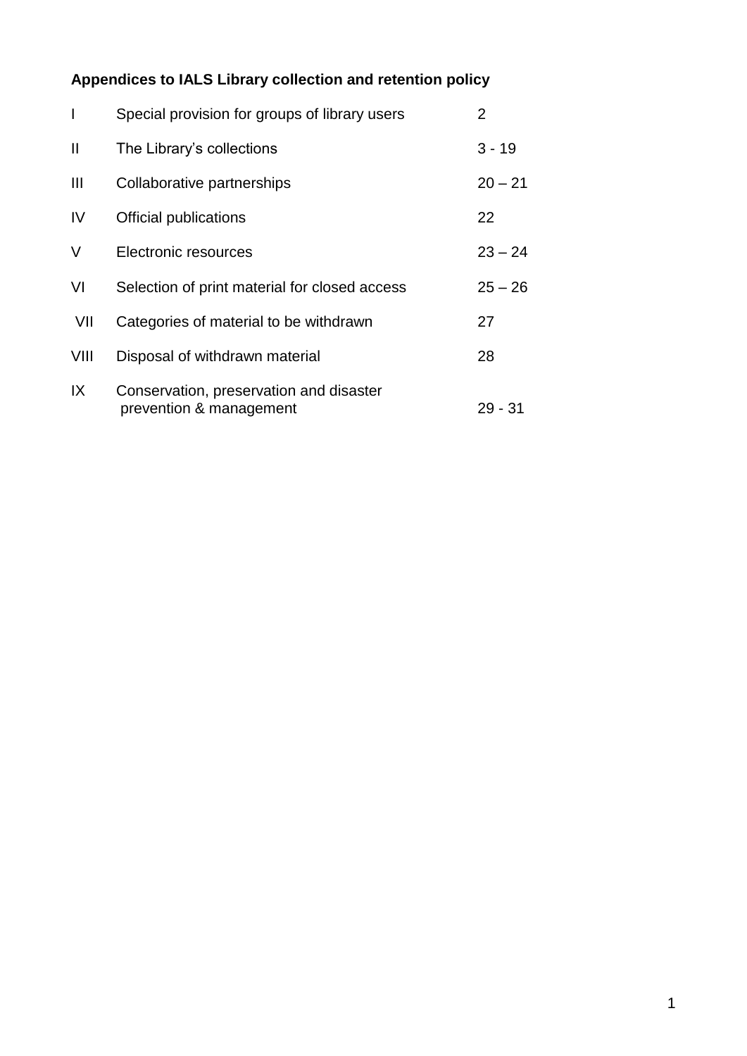**Appendices to IALS Library collection and retention policy**

| | | |
|---|---|---|
| I | Special provision for groups of library users | 2 |
| II | The Library's collections | 3 - 19 |
| III | Collaborative partnerships | 20 – 21 |
| IV | Official publications | 22 |
| V | Electronic resources | 23 – 24 |
| VI | Selection of print material for closed access | 25 – 26 |
| VII | Categories of material to be withdrawn | 27 |
| VIII | Disposal of withdrawn material | 28 |
| IX | Conservation, preservation and disaster prevention & management | 29 - 31 |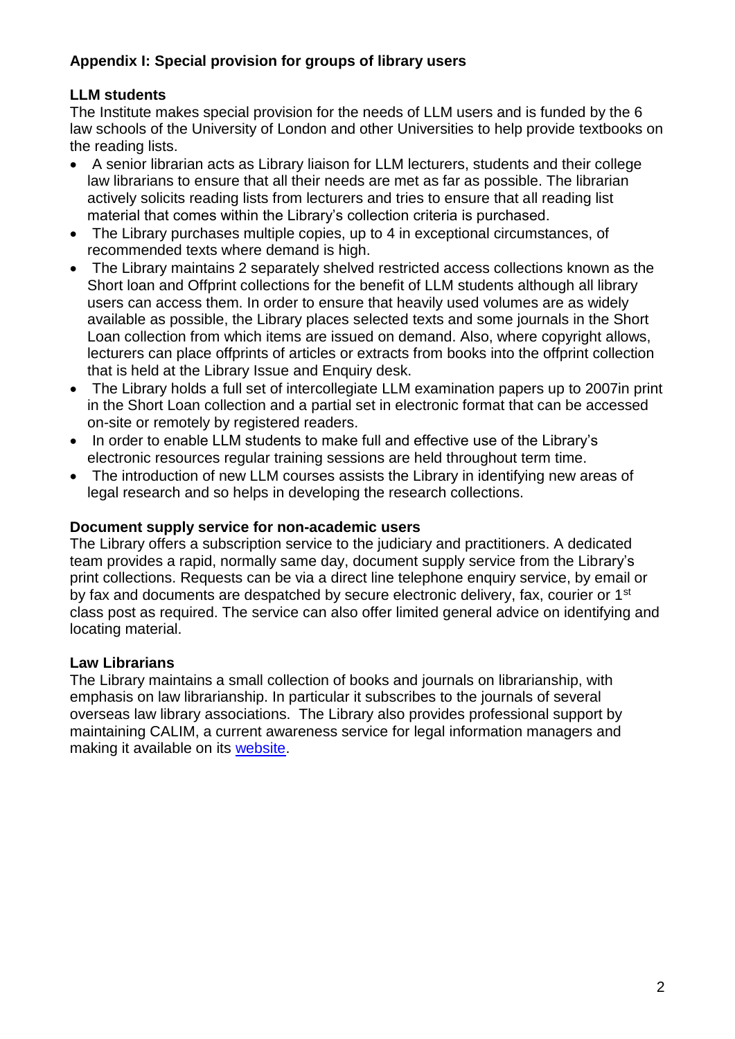## Appendix I: Special provision for groups of library users

### LLM students

The Institute makes special provision for the needs of LLM users and is funded by the 6 law schools of the University of London and other Universities to help provide textbooks on the reading lists.

- A senior librarian acts as Library liaison for LLM lecturers, students and their college law librarians to ensure that all their needs are met as far as possible. The librarian actively solicits reading lists from lecturers and tries to ensure that all reading list material that comes within the Library's collection criteria is purchased.
- The Library purchases multiple copies, up to 4 in exceptional circumstances, of recommended texts where demand is high.
- The Library maintains 2 separately shelved restricted access collections known as the Short loan and Offprint collections for the benefit of LLM students although all library users can access them. In order to ensure that heavily used volumes are as widely available as possible, the Library places selected texts and some journals in the Short Loan collection from which items are issued on demand. Also, where copyright allows, lecturers can place offprints of articles or extracts from books into the offprint collection that is held at the Library Issue and Enquiry desk.
- The Library holds a full set of intercollegiate LLM examination papers up to 2007in print in the Short Loan collection and a partial set in electronic format that can be accessed on-site or remotely by registered readers.
- In order to enable LLM students to make full and effective use of the Library's electronic resources regular training sessions are held throughout term time.
- The introduction of new LLM courses assists the Library in identifying new areas of legal research and so helps in developing the research collections.

### Document supply service for non-academic users

The Library offers a subscription service to the judiciary and practitioners. A dedicated team provides a rapid, normally same day, document supply service from the Library's print collections. Requests can be via a direct line telephone enquiry service, by email or by fax and documents are despatched by secure electronic delivery, fax, courier or 1st class post as required. The service can also offer limited general advice on identifying and locating material.

### Law Librarians

The Library maintains a small collection of books and journals on librarianship, with emphasis on law librarianship. In particular it subscribes to the journals of several overseas law library associations. The Library also provides professional support by maintaining CALIM, a current awareness service for legal information managers and making it available on its website.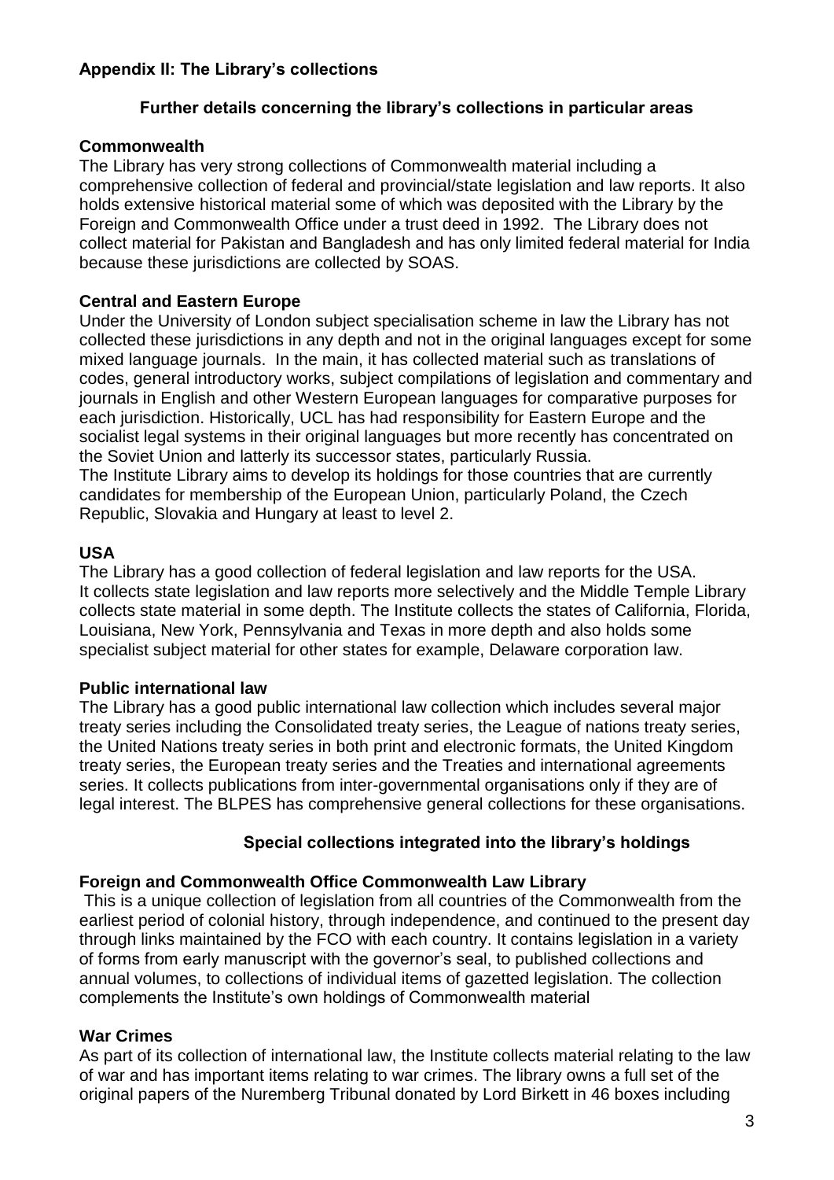## Appendix II: The Library's collections

### Further details concerning the library's collections in particular areas

**Commonwealth**

The Library has very strong collections of Commonwealth material including a comprehensive collection of federal and provincial/state legislation and law reports. It also holds extensive historical material some of which was deposited with the Library by the Foreign and Commonwealth Office under a trust deed in 1992. The Library does not collect material for Pakistan and Bangladesh and has only limited federal material for India because these jurisdictions are collected by SOAS.

**Central and Eastern Europe**

Under the University of London subject specialisation scheme in law the Library has not collected these jurisdictions in any depth and not in the original languages except for some mixed language journals. In the main, it has collected material such as translations of codes, general introductory works, subject compilations of legislation and commentary and journals in English and other Western European languages for comparative purposes for each jurisdiction. Historically, UCL has had responsibility for Eastern Europe and the socialist legal systems in their original languages but more recently has concentrated on the Soviet Union and latterly its successor states, particularly Russia.
The Institute Library aims to develop its holdings for those countries that are currently candidates for membership of the European Union, particularly Poland, the Czech Republic, Slovakia and Hungary at least to level 2.

**USA**

The Library has a good collection of federal legislation and law reports for the USA. It collects state legislation and law reports more selectively and the Middle Temple Library collects state material in some depth. The Institute collects the states of California, Florida, Louisiana, New York, Pennsylvania and Texas in more depth and also holds some specialist subject material for other states for example, Delaware corporation law.

**Public international law**

The Library has a good public international law collection which includes several major treaty series including the Consolidated treaty series, the League of nations treaty series, the United Nations treaty series in both print and electronic formats, the United Kingdom treaty series, the European treaty series and the Treaties and international agreements series. It collects publications from inter-governmental organisations only if they are of legal interest. The BLPES has comprehensive general collections for these organisations.

### Special collections integrated into the library's holdings

**Foreign and Commonwealth Office Commonwealth Law Library**

This is a unique collection of legislation from all countries of the Commonwealth from the earliest period of colonial history, through independence, and continued to the present day through links maintained by the FCO with each country. It contains legislation in a variety of forms from early manuscript with the governor's seal, to published collections and annual volumes, to collections of individual items of gazetted legislation. The collection complements the Institute's own holdings of Commonwealth material

**War Crimes**

As part of its collection of international law, the Institute collects material relating to the law of war and has important items relating to war crimes. The library owns a full set of the original papers of the Nuremberg Tribunal donated by Lord Birkett in 46 boxes including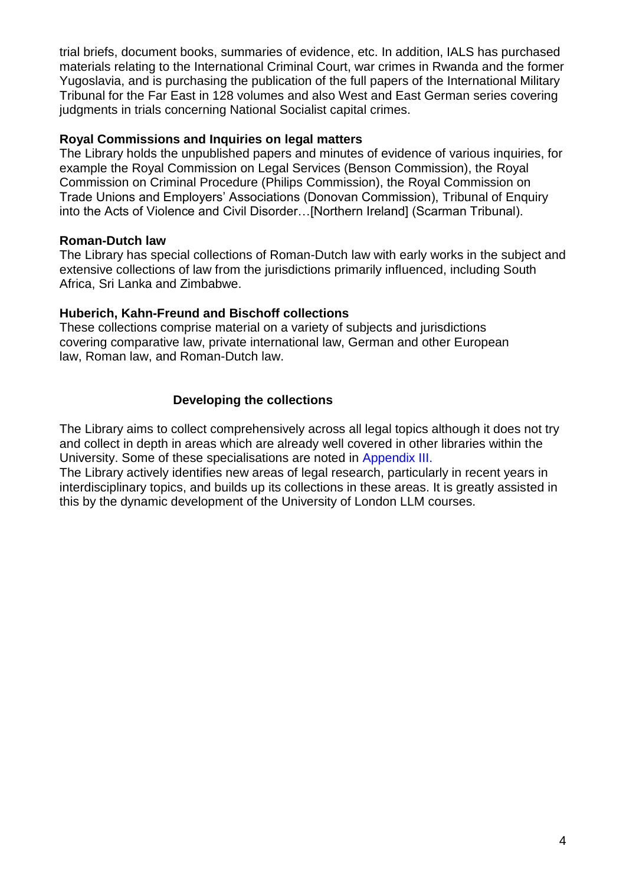trial briefs, document books, summaries of evidence, etc. In addition, IALS has purchased materials relating to the International Criminal Court, war crimes in Rwanda and the former Yugoslavia, and is purchasing the publication of the full papers of the International Military Tribunal for the Far East in 128 volumes and also West and East German series covering judgments in trials concerning National Socialist capital crimes.

**Royal Commissions and Inquiries on legal matters**

The Library holds the unpublished papers and minutes of evidence of various inquiries, for example the Royal Commission on Legal Services (Benson Commission), the Royal Commission on Criminal Procedure (Philips Commission), the Royal Commission on Trade Unions and Employers' Associations (Donovan Commission), Tribunal of Enquiry into the Acts of Violence and Civil Disorder…[Northern Ireland] (Scarman Tribunal).

**Roman-Dutch law**

The Library has special collections of Roman-Dutch law with early works in the subject and extensive collections of law from the jurisdictions primarily influenced, including South Africa, Sri Lanka and Zimbabwe.

**Huberich, Kahn-Freund and Bischoff collections**

These collections comprise material on a variety of subjects and jurisdictions covering comparative law, private international law, German and other European law, Roman law, and Roman-Dutch law.

## Developing the collections

The Library aims to collect comprehensively across all legal topics although it does not try and collect in depth in areas which are already well covered in other libraries within the University. Some of these specialisations are noted in Appendix III.

The Library actively identifies new areas of legal research, particularly in recent years in interdisciplinary topics, and builds up its collections in these areas. It is greatly assisted in this by the dynamic development of the University of London LLM courses.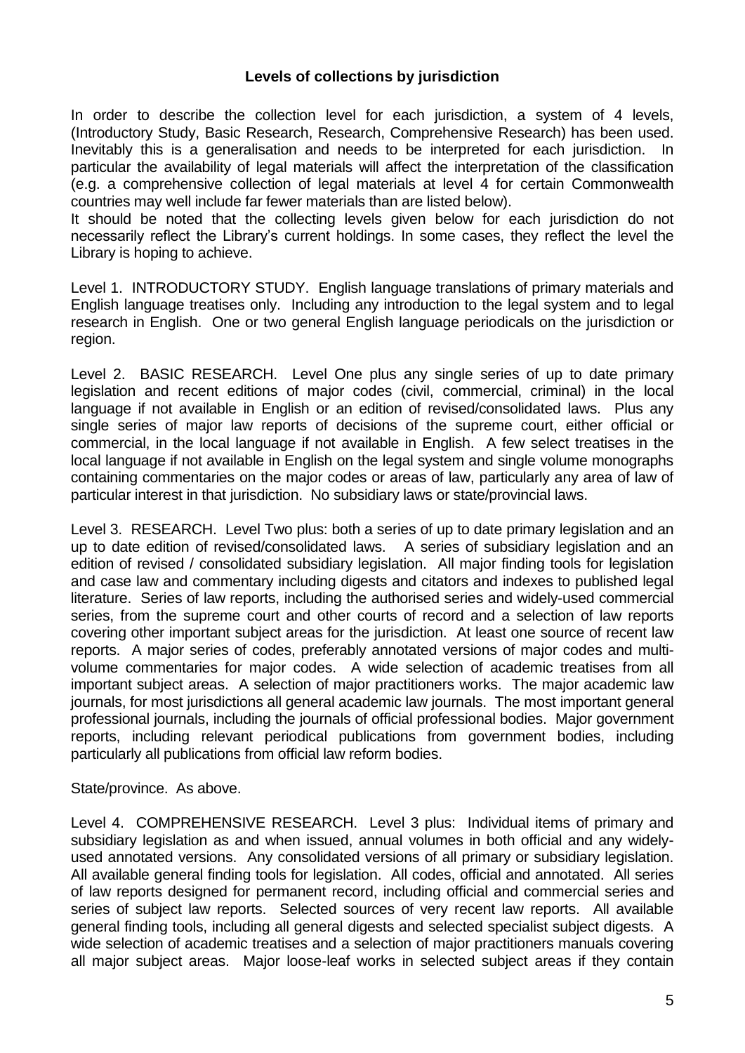### Levels of collections by jurisdiction

In order to describe the collection level for each jurisdiction, a system of 4 levels, (Introductory Study, Basic Research, Research, Comprehensive Research) has been used. Inevitably this is a generalisation and needs to be interpreted for each jurisdiction. In particular the availability of legal materials will affect the interpretation of the classification (e.g. a comprehensive collection of legal materials at level 4 for certain Commonwealth countries may well include far fewer materials than are listed below).

It should be noted that the collecting levels given below for each jurisdiction do not necessarily reflect the Library's current holdings. In some cases, they reflect the level the Library is hoping to achieve.

Level 1. INTRODUCTORY STUDY. English language translations of primary materials and English language treatises only. Including any introduction to the legal system and to legal research in English. One or two general English language periodicals on the jurisdiction or region.

Level 2. BASIC RESEARCH. Level One plus any single series of up to date primary legislation and recent editions of major codes (civil, commercial, criminal) in the local language if not available in English or an edition of revised/consolidated laws. Plus any single series of major law reports of decisions of the supreme court, either official or commercial, in the local language if not available in English. A few select treatises in the local language if not available in English on the legal system and single volume monographs containing commentaries on the major codes or areas of law, particularly any area of law of particular interest in that jurisdiction. No subsidiary laws or state/provincial laws.

Level 3. RESEARCH. Level Two plus: both a series of up to date primary legislation and an up to date edition of revised/consolidated laws. A series of subsidiary legislation and an edition of revised / consolidated subsidiary legislation. All major finding tools for legislation and case law and commentary including digests and citators and indexes to published legal literature. Series of law reports, including the authorised series and widely-used commercial series, from the supreme court and other courts of record and a selection of law reports covering other important subject areas for the jurisdiction. At least one source of recent law reports. A major series of codes, preferably annotated versions of major codes and multi-volume commentaries for major codes. A wide selection of academic treatises from all important subject areas. A selection of major practitioners works. The major academic law journals, for most jurisdictions all general academic law journals. The most important general professional journals, including the journals of official professional bodies. Major government reports, including relevant periodical publications from government bodies, including particularly all publications from official law reform bodies.

State/province. As above.

Level 4. COMPREHENSIVE RESEARCH. Level 3 plus: Individual items of primary and subsidiary legislation as and when issued, annual volumes in both official and any widely-used annotated versions. Any consolidated versions of all primary or subsidiary legislation. All available general finding tools for legislation. All codes, official and annotated. All series of law reports designed for permanent record, including official and commercial series and series of subject law reports. Selected sources of very recent law reports. All available general finding tools, including all general digests and selected specialist subject digests. A wide selection of academic treatises and a selection of major practitioners manuals covering all major subject areas. Major loose-leaf works in selected subject areas if they contain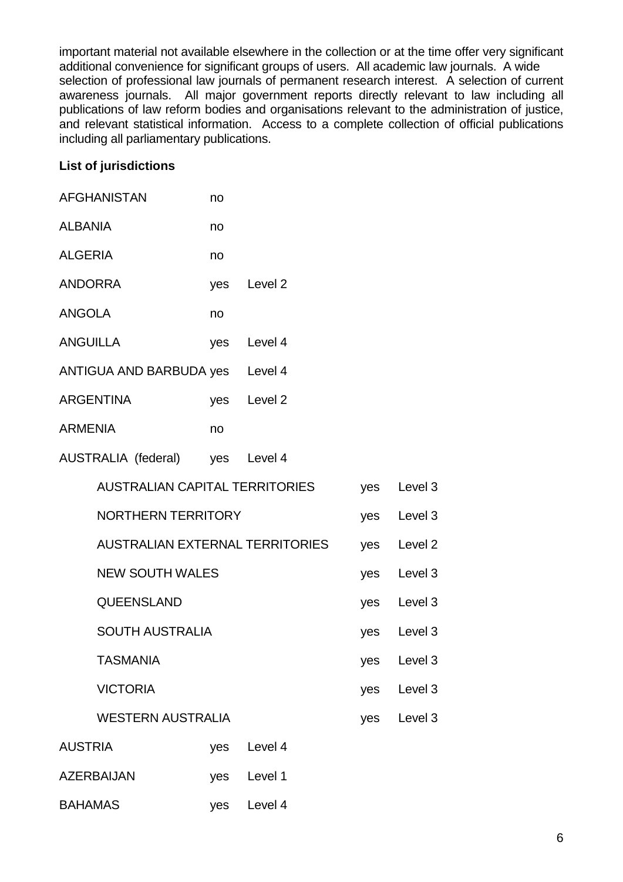important material not available elsewhere in the collection or at the time offer very significant additional convenience for significant groups of users. All academic law journals. A wide selection of professional law journals of permanent research interest. A selection of current awareness journals. All major government reports directly relevant to law including all publications of law reform bodies and organisations relevant to the administration of justice, and relevant statistical information. Access to a complete collection of official publications including all parliamentary publications.

**List of jurisdictions**

| Jurisdiction | | |
|---|---|---|
| AFGHANISTAN | no | |
| ALBANIA | no | |
| ALGERIA | no | |
| ANDORRA | yes | Level 2 |
| ANGOLA | no | |
| ANGUILLA | yes | Level 4 |
| ANTIGUA AND BARBUDA | yes | Level 4 |
| ARGENTINA | yes | Level 2 |
| ARMENIA | no | |
| AUSTRALIA (federal) | yes | Level 4 |
| AUSTRALIAN CAPITAL TERRITORIES | yes | Level 3 |
| NORTHERN TERRITORY | yes | Level 3 |
| AUSTRALIAN EXTERNAL TERRITORIES | yes | Level 2 |
| NEW SOUTH WALES | yes | Level 3 |
| QUEENSLAND | yes | Level 3 |
| SOUTH AUSTRALIA | yes | Level 3 |
| TASMANIA | yes | Level 3 |
| VICTORIA | yes | Level 3 |
| WESTERN AUSTRALIA | yes | Level 3 |
| AUSTRIA | yes | Level 4 |
| AZERBAIJAN | yes | Level 1 |
| BAHAMAS | yes | Level 4 |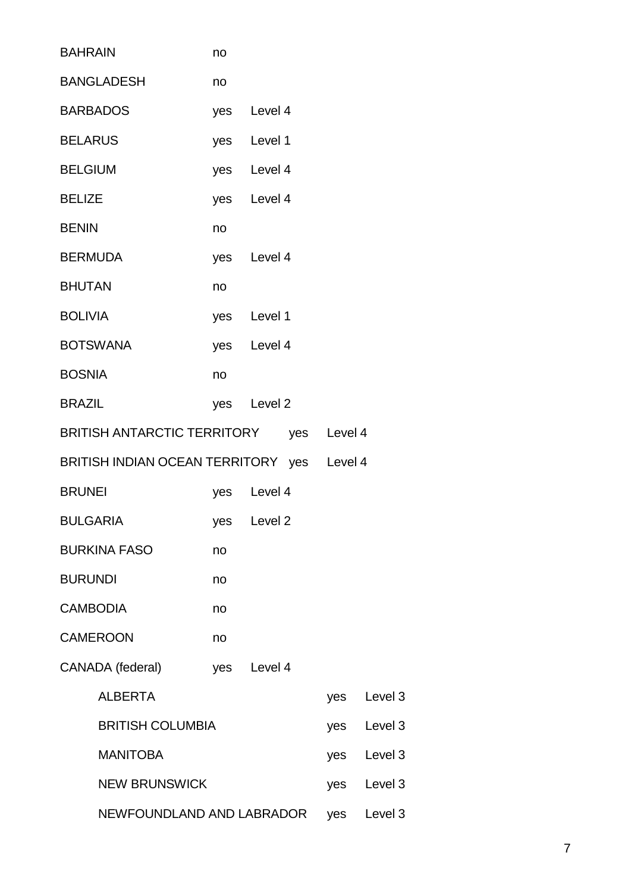| | | |
|---|---|---|
| BAHRAIN | no | |
| BANGLADESH | no | |
| BARBADOS | yes | Level 4 |
| BELARUS | yes | Level 1 |
| BELGIUM | yes | Level 4 |
| BELIZE | yes | Level 4 |
| BENIN | no | |
| BERMUDA | yes | Level 4 |
| BHUTAN | no | |
| BOLIVIA | yes | Level 1 |
| BOTSWANA | yes | Level 4 |
| BOSNIA | no | |
| BRAZIL | yes | Level 2 |
| BRITISH ANTARCTIC TERRITORY | yes | Level 4 |
| BRITISH INDIAN OCEAN TERRITORY | yes | Level 4 |
| BRUNEI | yes | Level 4 |
| BULGARIA | yes | Level 2 |
| BURKINA FASO | no | |
| BURUNDI | no | |
| CAMBODIA | no | |
| CAMEROON | no | |
| CANADA (federal) | yes | Level 4 |
| ALBERTA | yes | Level 3 |
| BRITISH COLUMBIA | yes | Level 3 |
| MANITOBA | yes | Level 3 |
| NEW BRUNSWICK | yes | Level 3 |
| NEWFOUNDLAND AND LABRADOR | yes | Level 3 |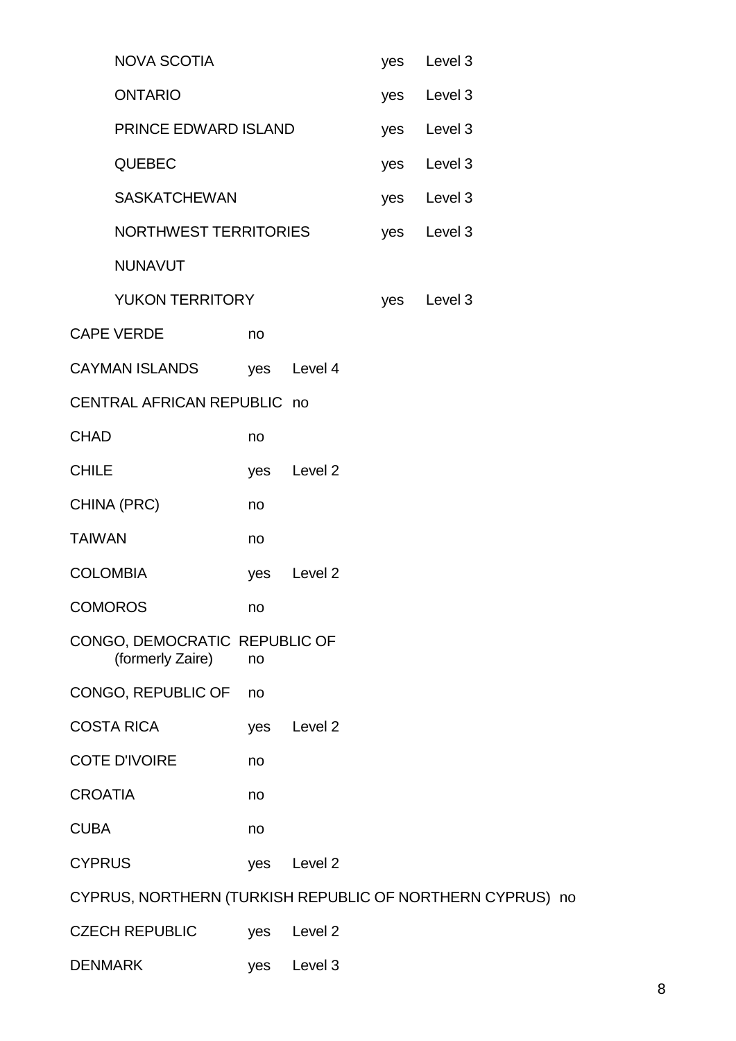| | | |
|---|---|---|
| NOVA SCOTIA | yes | Level 3 |
| ONTARIO | yes | Level 3 |
| PRINCE EDWARD ISLAND | yes | Level 3 |
| QUEBEC | yes | Level 3 |
| SASKATCHEWAN | yes | Level 3 |
| NORTHWEST TERRITORIES | yes | Level 3 |
| NUNAVUT | | |
| YUKON TERRITORY | yes | Level 3 |

| | | |
|---|---|---|
| CAPE VERDE | no | |
| CAYMAN ISLANDS | yes | Level 4 |
| CENTRAL AFRICAN REPUBLIC | no | |
| CHAD | no | |
| CHILE | yes | Level 2 |
| CHINA (PRC) | no | |
| TAIWAN | no | |
| COLOMBIA | yes | Level 2 |
| COMOROS | no | |
| CONGO, DEMOCRATIC REPUBLIC OF (formerly Zaire) | no | |
| CONGO, REPUBLIC OF | no | |
| COSTA RICA | yes | Level 2 |
| COTE D'IVOIRE | no | |
| CROATIA | no | |
| CUBA | no | |
| CYPRUS | yes | Level 2 |
| CYPRUS, NORTHERN (TURKISH REPUBLIC OF NORTHERN CYPRUS) | no | |
| CZECH REPUBLIC | yes | Level 2 |
| DENMARK | yes | Level 3 |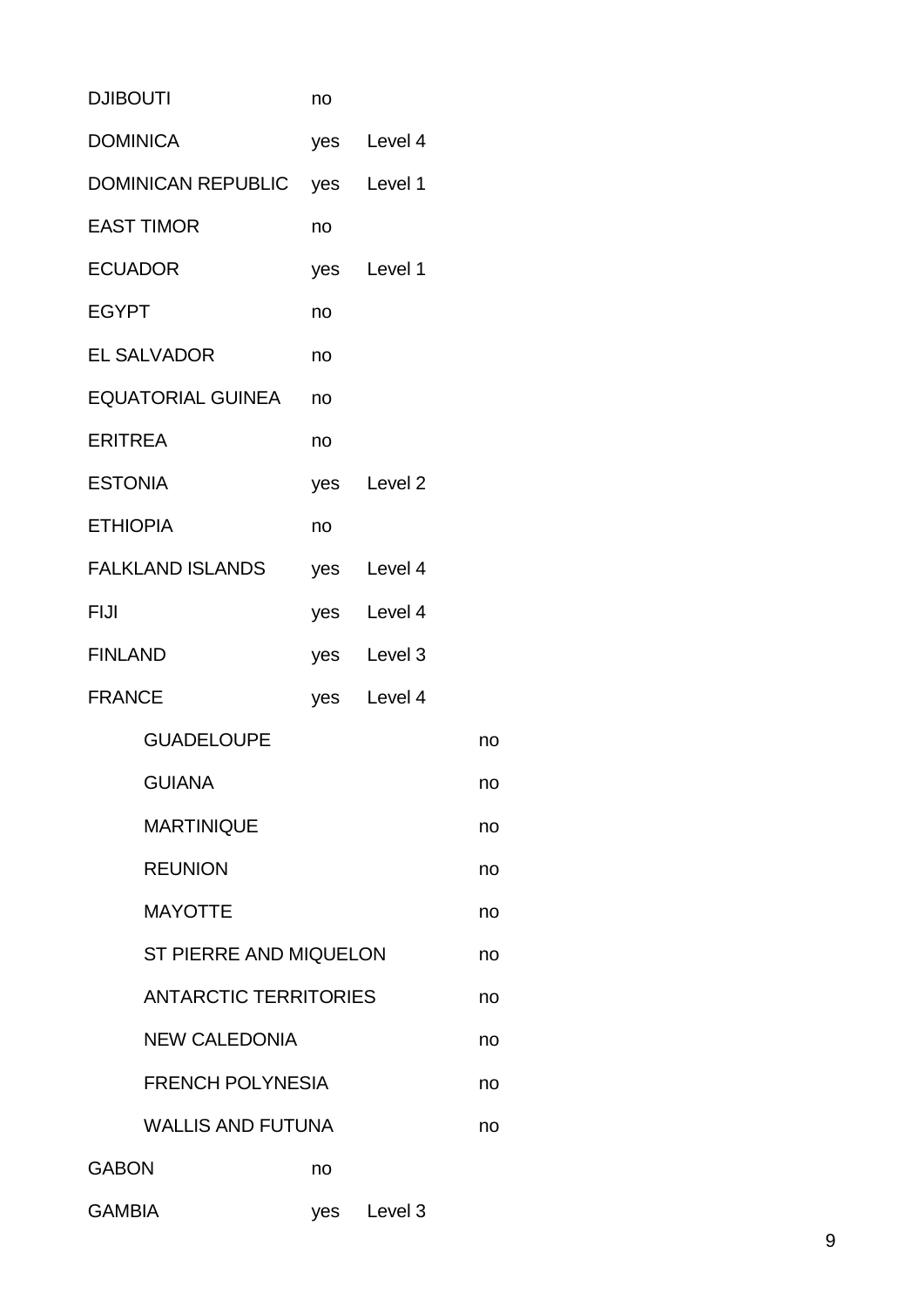| | | | |
|---|---|---|---|
| DJIBOUTI | no | | |
| DOMINICA | yes | Level 4 | |
| DOMINICAN REPUBLIC | yes | Level 1 | |
| EAST TIMOR | no | | |
| ECUADOR | yes | Level 1 | |
| EGYPT | no | | |
| EL SALVADOR | no | | |
| EQUATORIAL GUINEA | no | | |
| ERITREA | no | | |
| ESTONIA | yes | Level 2 | |
| ETHIOPIA | no | | |
| FALKLAND ISLANDS | yes | Level 4 | |
| FIJI | yes | Level 4 | |
| FINLAND | yes | Level 3 | |
| FRANCE | yes | Level 4 | |
| GUADELOUPE | | | no |
| GUIANA | | | no |
| MARTINIQUE | | | no |
| REUNION | | | no |
| MAYOTTE | | | no |
| ST PIERRE AND MIQUELON | | | no |
| ANTARCTIC TERRITORIES | | | no |
| NEW CALEDONIA | | | no |
| FRENCH POLYNESIA | | | no |
| WALLIS AND FUTUNA | | | no |
| GABON | no | | |
| GAMBIA | yes | Level 3 | |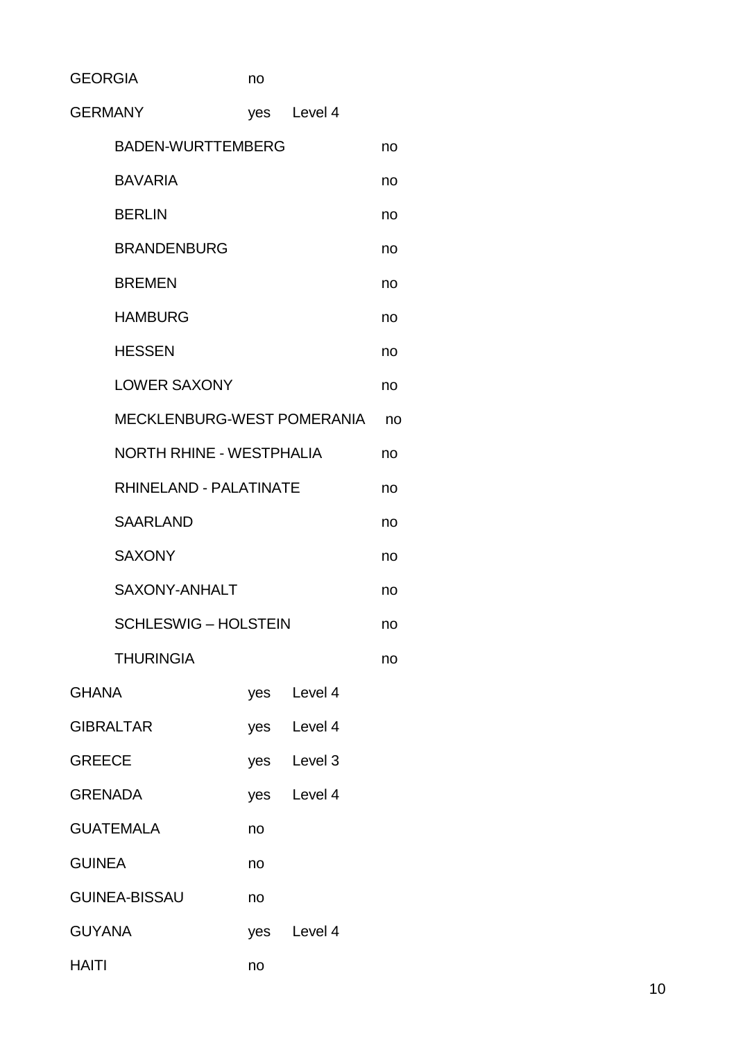| | | | |
|---|---|---|---|
| GEORGIA | no | | |
| GERMANY | yes | Level 4 | |
| BADEN-WURTTEMBERG | | | no |
| BAVARIA | | | no |
| BERLIN | | | no |
| BRANDENBURG | | | no |
| BREMEN | | | no |
| HAMBURG | | | no |
| HESSEN | | | no |
| LOWER SAXONY | | | no |
| MECKLENBURG-WEST POMERANIA | | | no |
| NORTH RHINE - WESTPHALIA | | | no |
| RHINELAND - PALATINATE | | | no |
| SAARLAND | | | no |
| SAXONY | | | no |
| SAXONY-ANHALT | | | no |
| SCHLESWIG – HOLSTEIN | | | no |
| THURINGIA | | | no |
| GHANA | yes | Level 4 | |
| GIBRALTAR | yes | Level 4 | |
| GREECE | yes | Level 3 | |
| GRENADA | yes | Level 4 | |
| GUATEMALA | no | | |
| GUINEA | no | | |
| GUINEA-BISSAU | no | | |
| GUYANA | yes | Level 4 | |
| HAITI | no | | |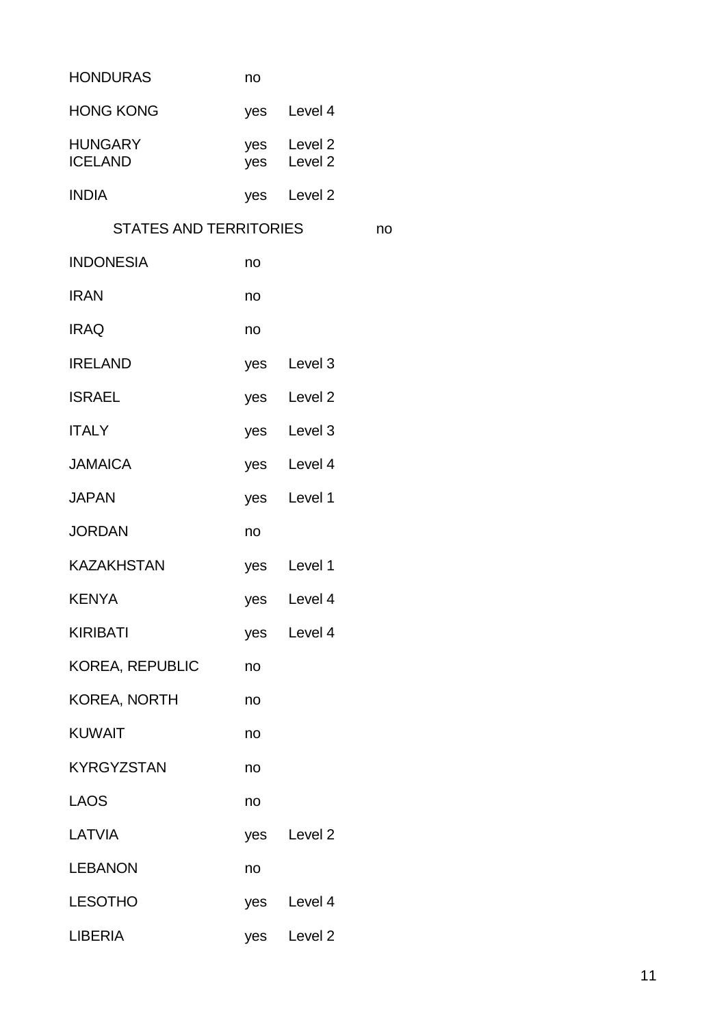| | | |
|---|---|---|
| HONDURAS | no | |
| HONG KONG | yes | Level 4 |
| HUNGARY | yes | Level 2 |
| ICELAND | yes | Level 2 |
| INDIA | yes | Level 2 |
| STATES AND TERRITORIES | | no |
| INDONESIA | no | |
| IRAN | no | |
| IRAQ | no | |
| IRELAND | yes | Level 3 |
| ISRAEL | yes | Level 2 |
| ITALY | yes | Level 3 |
| JAMAICA | yes | Level 4 |
| JAPAN | yes | Level 1 |
| JORDAN | no | |
| KAZAKHSTAN | yes | Level 1 |
| KENYA | yes | Level 4 |
| KIRIBATI | yes | Level 4 |
| KOREA, REPUBLIC | no | |
| KOREA, NORTH | no | |
| KUWAIT | no | |
| KYRGYZSTAN | no | |
| LAOS | no | |
| LATVIA | yes | Level 2 |
| LEBANON | no | |
| LESOTHO | yes | Level 4 |
| LIBERIA | yes | Level 2 |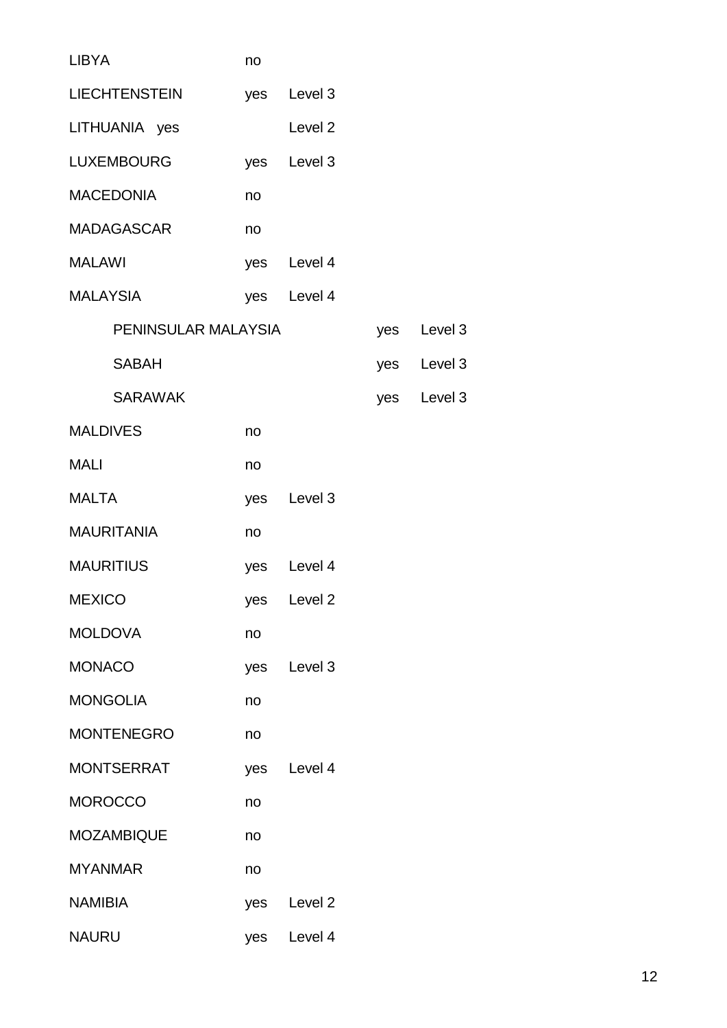| | | | | |
|---|---|---|---|---|
| LIBYA | no | | | |
| LIECHTENSTEIN | yes | Level 3 | | |
| LITHUANIA yes | | Level 2 | | |
| LUXEMBOURG | yes | Level 3 | | |
| MACEDONIA | no | | | |
| MADAGASCAR | no | | | |
| MALAWI | yes | Level 4 | | |
| MALAYSIA | yes | Level 4 | | |
| PENINSULAR MALAYSIA | | | yes | Level 3 |
| SABAH | | | yes | Level 3 |
| SARAWAK | | | yes | Level 3 |
| MALDIVES | no | | | |
| MALI | no | | | |
| MALTA | yes | Level 3 | | |
| MAURITANIA | no | | | |
| MAURITIUS | yes | Level 4 | | |
| MEXICO | yes | Level 2 | | |
| MOLDOVA | no | | | |
| MONACO | yes | Level 3 | | |
| MONGOLIA | no | | | |
| MONTENEGRO | no | | | |
| MONTSERRAT | yes | Level 4 | | |
| MOROCCO | no | | | |
| MOZAMBIQUE | no | | | |
| MYANMAR | no | | | |
| NAMIBIA | yes | Level 2 | | |
| NAURU | yes | Level 4 | | |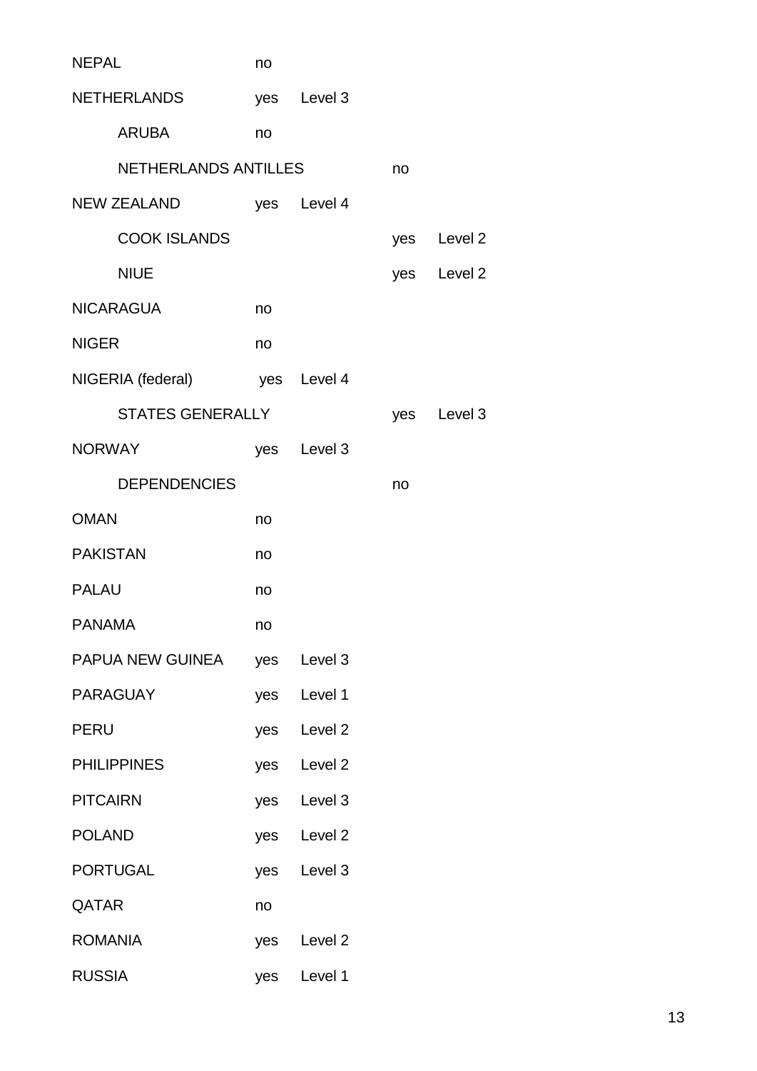| Country / Territory | | | | |
|---|---|---|---|---|
| NEPAL | no | | | |
| NETHERLANDS | yes | Level 3 | | |
| ARUBA | no | | | |
| NETHERLANDS ANTILLES | | | no | |
| NEW ZEALAND | yes | Level 4 | | |
| COOK ISLANDS | | | yes | Level 2 |
| NIUE | | | yes | Level 2 |
| NICARAGUA | no | | | |
| NIGER | no | | | |
| NIGERIA (federal) | yes | Level 4 | | |
| STATES GENERALLY | | | yes | Level 3 |
| NORWAY | yes | Level 3 | | |
| DEPENDENCIES | | | no | |
| OMAN | no | | | |
| PAKISTAN | no | | | |
| PALAU | no | | | |
| PANAMA | no | | | |
| PAPUA NEW GUINEA | yes | Level 3 | | |
| PARAGUAY | yes | Level 1 | | |
| PERU | yes | Level 2 | | |
| PHILIPPINES | yes | Level 2 | | |
| PITCAIRN | yes | Level 3 | | |
| POLAND | yes | Level 2 | | |
| PORTUGAL | yes | Level 3 | | |
| QATAR | no | | | |
| ROMANIA | yes | Level 2 | | |
| RUSSIA | yes | Level 1 | | |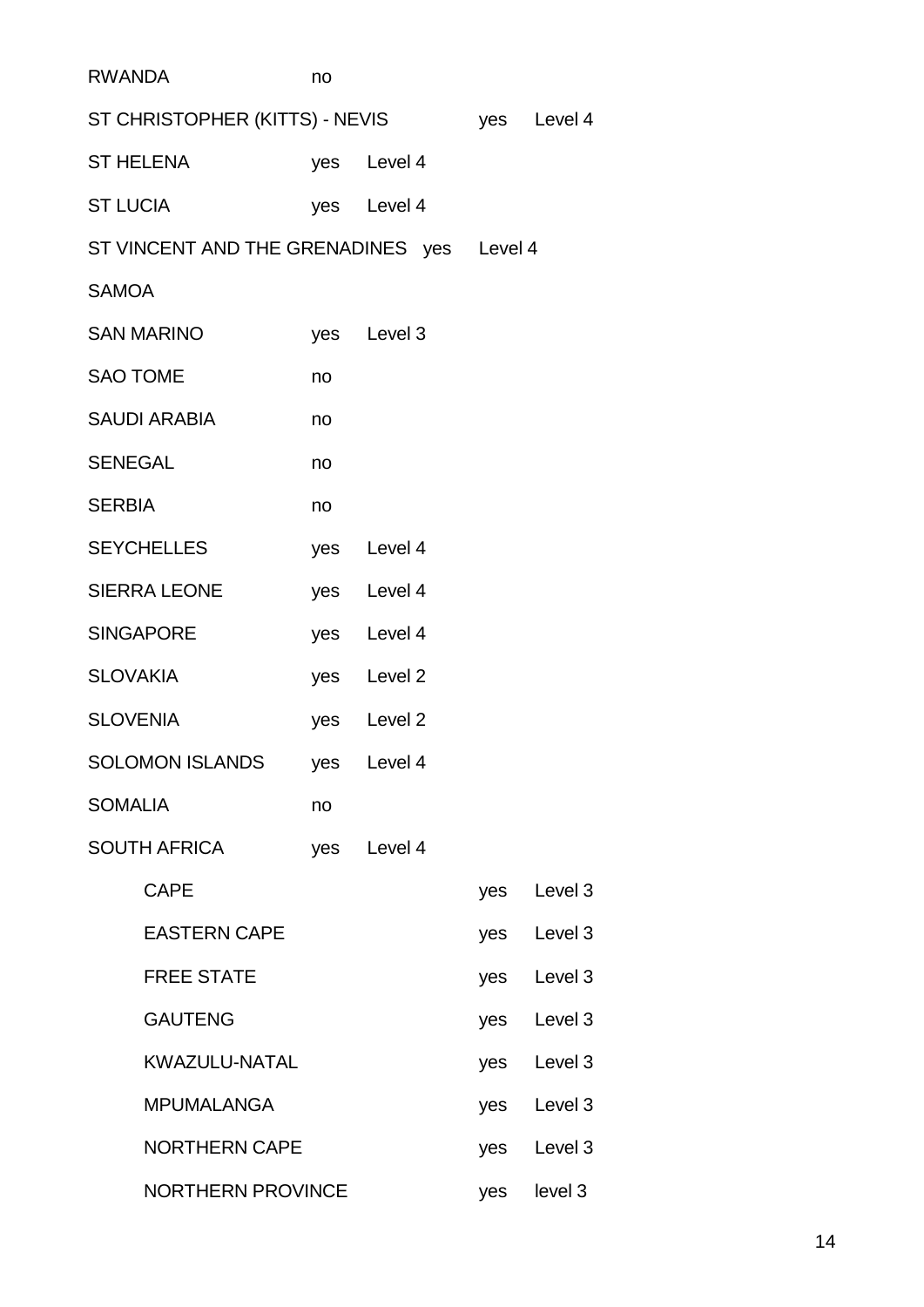| | | |
|---|---|---|
| RWANDA | no | |
| ST CHRISTOPHER (KITTS) - NEVIS | yes | Level 4 |
| ST HELENA | yes | Level 4 |
| ST LUCIA | yes | Level 4 |
| ST VINCENT AND THE GRENADINES | yes | Level 4 |
| SAMOA | | |
| SAN MARINO | yes | Level 3 |
| SAO TOME | no | |
| SAUDI ARABIA | no | |
| SENEGAL | no | |
| SERBIA | no | |
| SEYCHELLES | yes | Level 4 |
| SIERRA LEONE | yes | Level 4 |
| SINGAPORE | yes | Level 4 |
| SLOVAKIA | yes | Level 2 |
| SLOVENIA | yes | Level 2 |
| SOLOMON ISLANDS | yes | Level 4 |
| SOMALIA | no | |
| SOUTH AFRICA | yes | Level 4 |
| CAPE | yes | Level 3 |
| EASTERN CAPE | yes | Level 3 |
| FREE STATE | yes | Level 3 |
| GAUTENG | yes | Level 3 |
| KWAZULU-NATAL | yes | Level 3 |
| MPUMALANGA | yes | Level 3 |
| NORTHERN CAPE | yes | Level 3 |
| NORTHERN PROVINCE | yes | level 3 |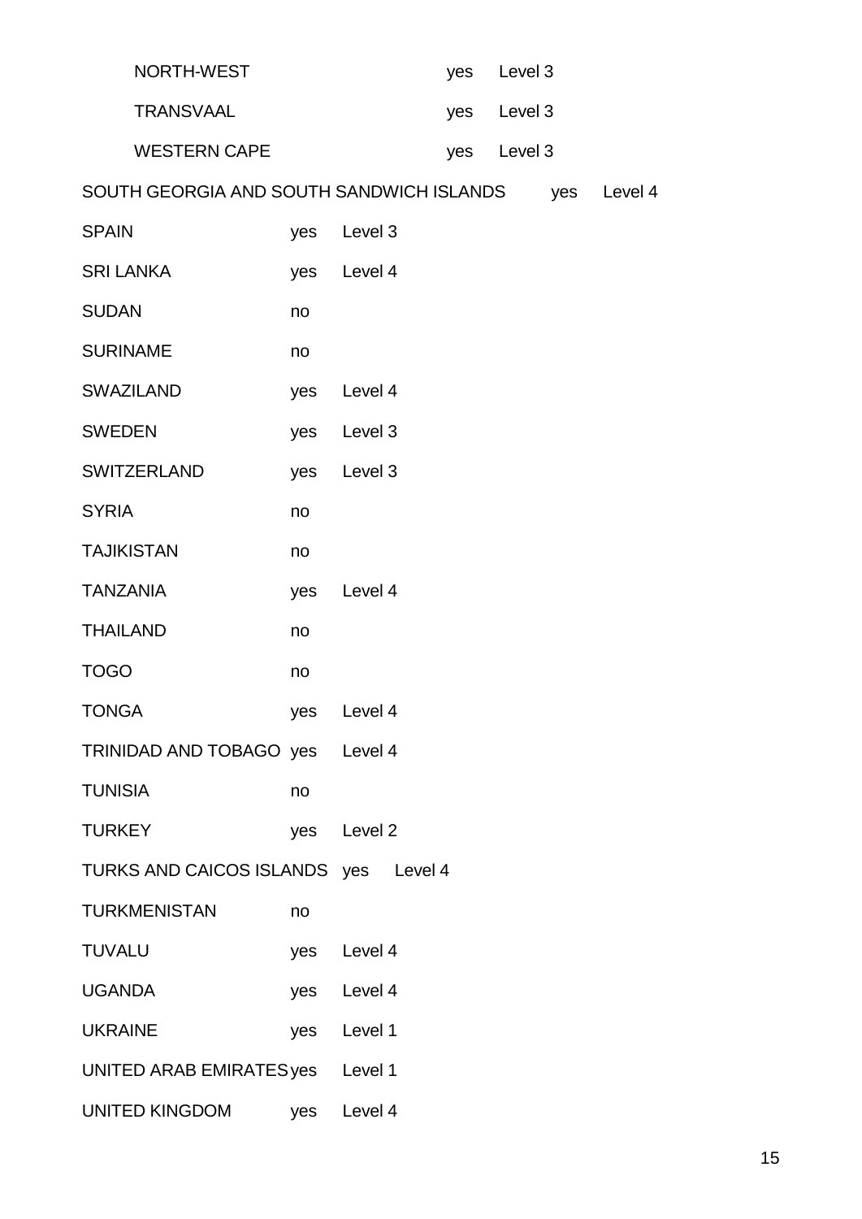| | | |
|---|---|---|
| NORTH-WEST | yes | Level 3 |
| TRANSVAAL | yes | Level 3 |
| WESTERN CAPE | yes | Level 3 |
| SOUTH GEORGIA AND SOUTH SANDWICH ISLANDS | yes | Level 4 |
| SPAIN | yes | Level 3 |
| SRI LANKA | yes | Level 4 |
| SUDAN | no | |
| SURINAME | no | |
| SWAZILAND | yes | Level 4 |
| SWEDEN | yes | Level 3 |
| SWITZERLAND | yes | Level 3 |
| SYRIA | no | |
| TAJIKISTAN | no | |
| TANZANIA | yes | Level 4 |
| THAILAND | no | |
| TOGO | no | |
| TONGA | yes | Level 4 |
| TRINIDAD AND TOBAGO | yes | Level 4 |
| TUNISIA | no | |
| TURKEY | yes | Level 2 |
| TURKS AND CAICOS ISLANDS | yes | Level 4 |
| TURKMENISTAN | no | |
| TUVALU | yes | Level 4 |
| UGANDA | yes | Level 4 |
| UKRAINE | yes | Level 1 |
| UNITED ARAB EMIRATES | yes | Level 1 |
| UNITED KINGDOM | yes | Level 4 |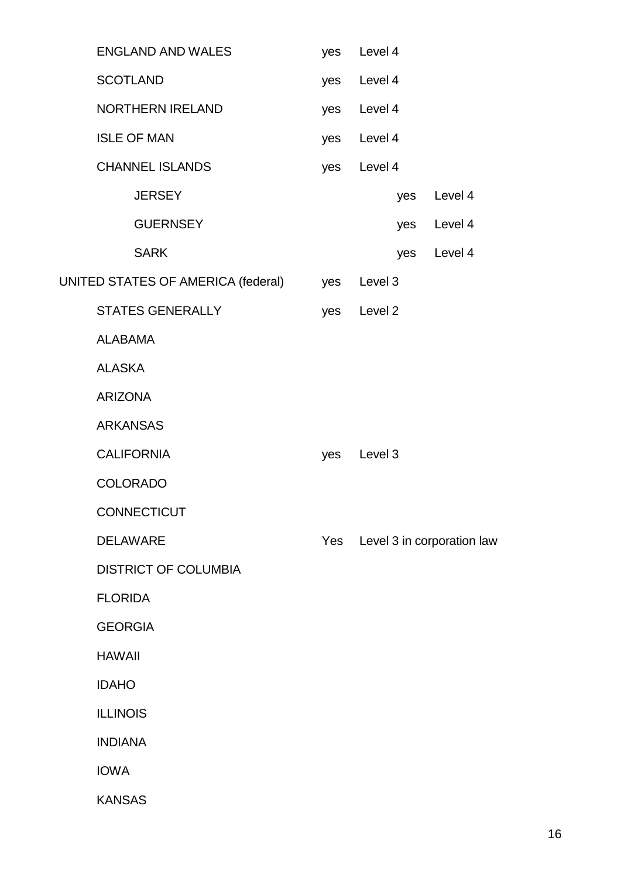| | | |
|---|---|---|
| ENGLAND AND WALES | yes | Level 4 |
| SCOTLAND | yes | Level 4 |
| NORTHERN IRELAND | yes | Level 4 |
| ISLE OF MAN | yes | Level 4 |
| CHANNEL ISLANDS | yes | Level 4 |
| JERSEY | yes | Level 4 |
| GUERNSEY | yes | Level 4 |
| SARK | yes | Level 4 |
| UNITED STATES OF AMERICA (federal) | yes | Level 3 |
| STATES GENERALLY | yes | Level 2 |
| ALABAMA | | |
| ALASKA | | |
| ARIZONA | | |
| ARKANSAS | | |
| CALIFORNIA | yes | Level 3 |
| COLORADO | | |
| CONNECTICUT | | |
| DELAWARE | Yes | Level 3 in corporation law |
| DISTRICT OF COLUMBIA | | |
| FLORIDA | | |
| GEORGIA | | |
| HAWAII | | |
| IDAHO | | |
| ILLINOIS | | |
| INDIANA | | |
| IOWA | | |
| KANSAS | | |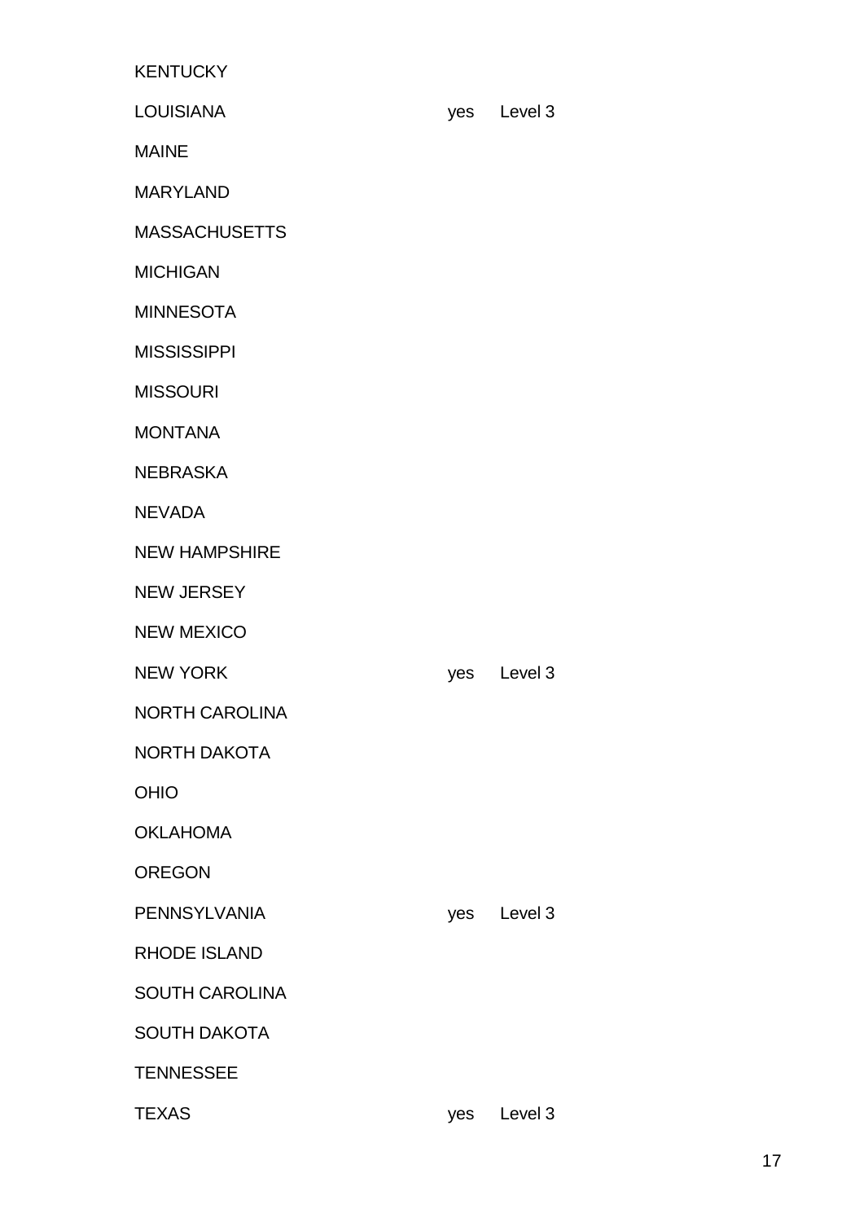| | | |
|---|---|---|
| KENTUCKY | | |
| LOUISIANA | yes | Level 3 |
| MAINE | | |
| MARYLAND | | |
| MASSACHUSETTS | | |
| MICHIGAN | | |
| MINNESOTA | | |
| MISSISSIPPI | | |
| MISSOURI | | |
| MONTANA | | |
| NEBRASKA | | |
| NEVADA | | |
| NEW HAMPSHIRE | | |
| NEW JERSEY | | |
| NEW MEXICO | | |
| NEW YORK | yes | Level 3 |
| NORTH CAROLINA | | |
| NORTH DAKOTA | | |
| OHIO | | |
| OKLAHOMA | | |
| OREGON | | |
| PENNSYLVANIA | yes | Level 3 |
| RHODE ISLAND | | |
| SOUTH CAROLINA | | |
| SOUTH DAKOTA | | |
| TENNESSEE | | |
| TEXAS | yes | Level 3 |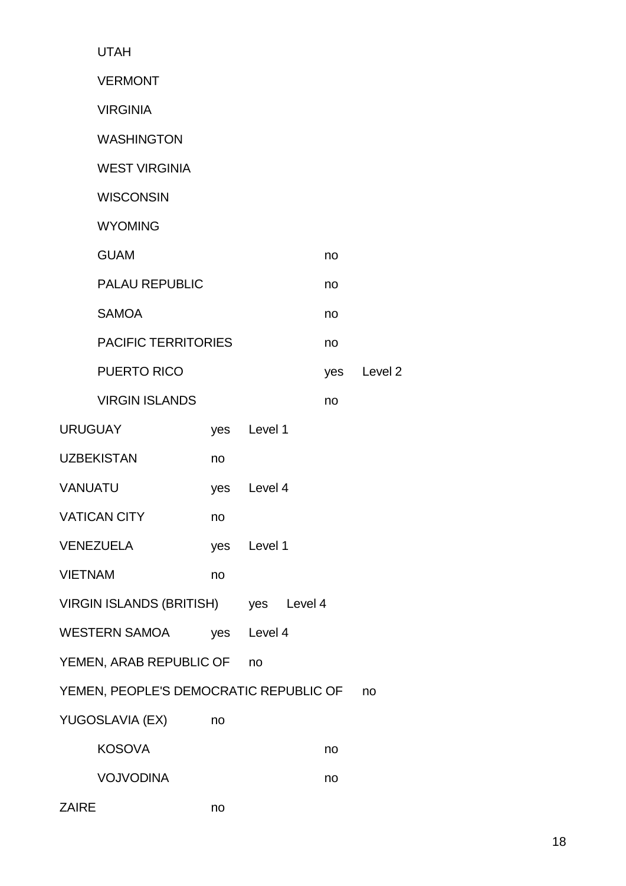| Country | | | | |
|---|---|---|---|---|
| UTAH | | | | |
| VERMONT | | | | |
| VIRGINIA | | | | |
| WASHINGTON | | | | |
| WEST VIRGINIA | | | | |
| WISCONSIN | | | | |
| WYOMING | | | | |
| GUAM | | | no | |
| PALAU REPUBLIC | | | no | |
| SAMOA | | | no | |
| PACIFIC TERRITORIES | | | no | |
| PUERTO RICO | | | yes | Level 2 |
| VIRGIN ISLANDS | | | no | |
| URUGUAY | yes | Level 1 | | |
| UZBEKISTAN | no | | | |
| VANUATU | yes | Level 4 | | |
| VATICAN CITY | no | | | |
| VENEZUELA | yes | Level 1 | | |
| VIETNAM | no | | | |
| VIRGIN ISLANDS (BRITISH) | yes | Level 4 | | |
| WESTERN SAMOA | yes | Level 4 | | |
| YEMEN, ARAB REPUBLIC OF | no | | | |
| YEMEN, PEOPLE'S DEMOCRATIC REPUBLIC OF | no | | | |
| YUGOSLAVIA (EX) | no | | | |
| KOSOVA | | | no | |
| VOJVODINA | | | no | |
| ZAIRE | no | | | |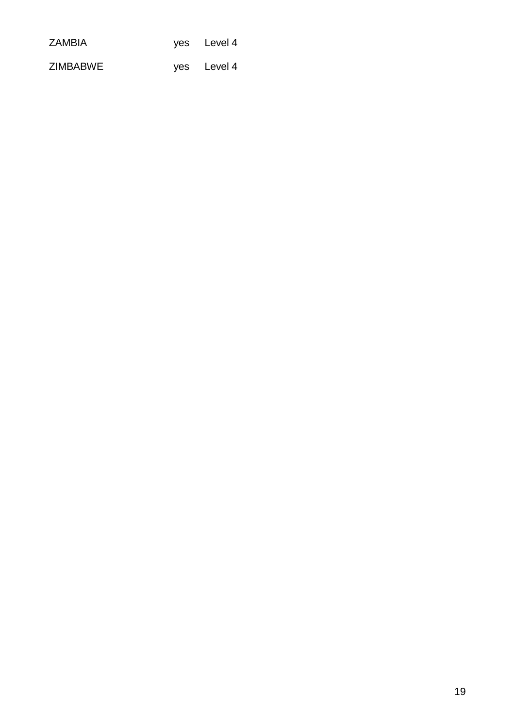| | | |
|---|---|---|
| ZAMBIA | yes | Level 4 |
| ZIMBABWE | yes | Level 4 |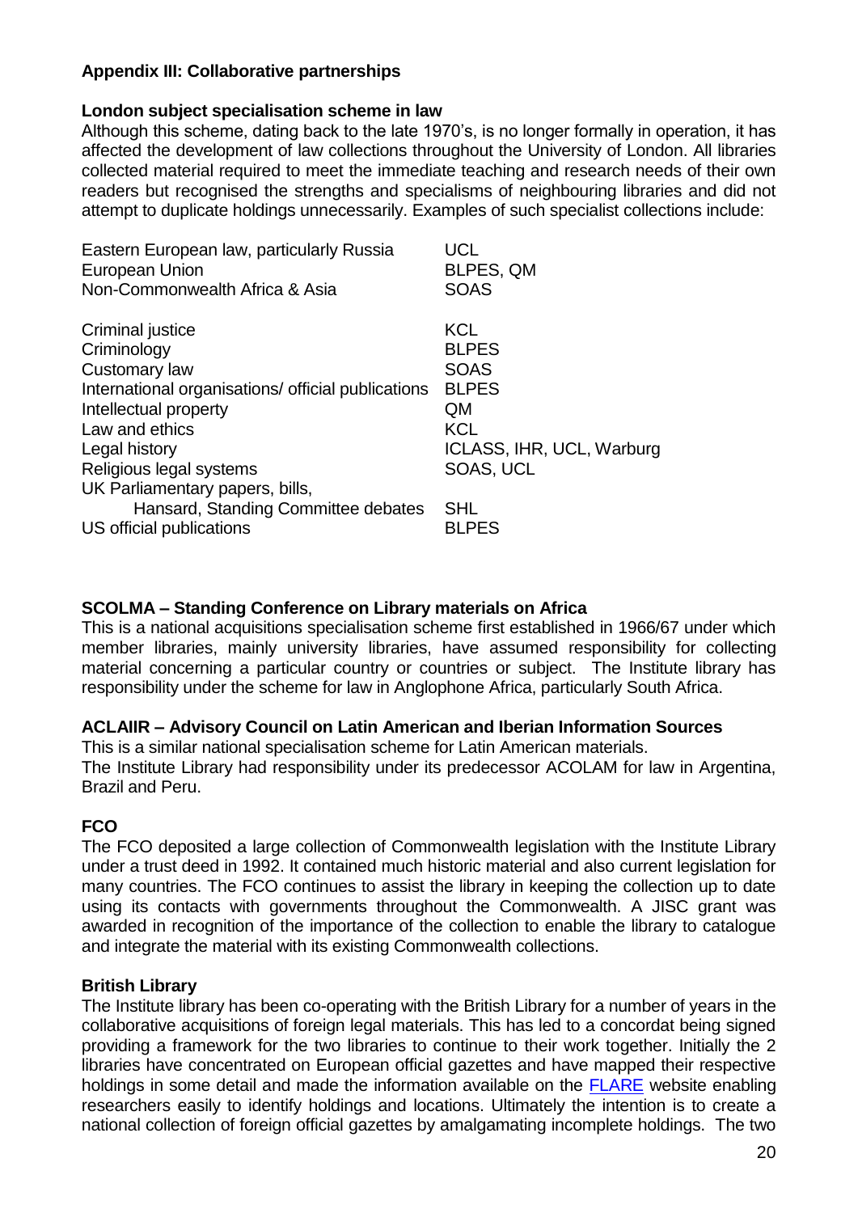## Appendix III: Collaborative partnerships

### London subject specialisation scheme in law

Although this scheme, dating back to the late 1970's, is no longer formally in operation, it has affected the development of law collections throughout the University of London. All libraries collected material required to meet the immediate teaching and research needs of their own readers but recognised the strengths and specialisms of neighbouring libraries and did not attempt to duplicate holdings unnecessarily. Examples of such specialist collections include:

| | |
|---|---|
| Eastern European law, particularly Russia | UCL |
| European Union | BLPES, QM |
| Non-Commonwealth Africa & Asia | SOAS |
| | |
| Criminal justice | KCL |
| Criminology | BLPES |
| Customary law | SOAS |
| International organisations/ official publications | BLPES |
| Intellectual property | QM |
| Law and ethics | KCL |
| Legal history | ICLASS, IHR, UCL, Warburg |
| Religious legal systems | SOAS, UCL |
| UK Parliamentary papers, bills, Hansard, Standing Committee debates | SHL |
| US official publications | BLPES |

### SCOLMA – Standing Conference on Library materials on Africa

This is a national acquisitions specialisation scheme first established in 1966/67 under which member libraries, mainly university libraries, have assumed responsibility for collecting material concerning a particular country or countries or subject. The Institute library has responsibility under the scheme for law in Anglophone Africa, particularly South Africa.

### ACLAIIR – Advisory Council on Latin American and Iberian Information Sources

This is a similar national specialisation scheme for Latin American materials.
The Institute Library had responsibility under its predecessor ACOLAM for law in Argentina, Brazil and Peru.

### FCO

The FCO deposited a large collection of Commonwealth legislation with the Institute Library under a trust deed in 1992. It contained much historic material and also current legislation for many countries. The FCO continues to assist the library in keeping the collection up to date using its contacts with governments throughout the Commonwealth. A JISC grant was awarded in recognition of the importance of the collection to enable the library to catalogue and integrate the material with its existing Commonwealth collections.

### British Library

The Institute library has been co-operating with the British Library for a number of years in the collaborative acquisitions of foreign legal materials. This has led to a concordat being signed providing a framework for the two libraries to continue to their work together. Initially the 2 libraries have concentrated on European official gazettes and have mapped their respective holdings in some detail and made the information available on the FLARE website enabling researchers easily to identify holdings and locations. Ultimately the intention is to create a national collection of foreign official gazettes by amalgamating incomplete holdings. The two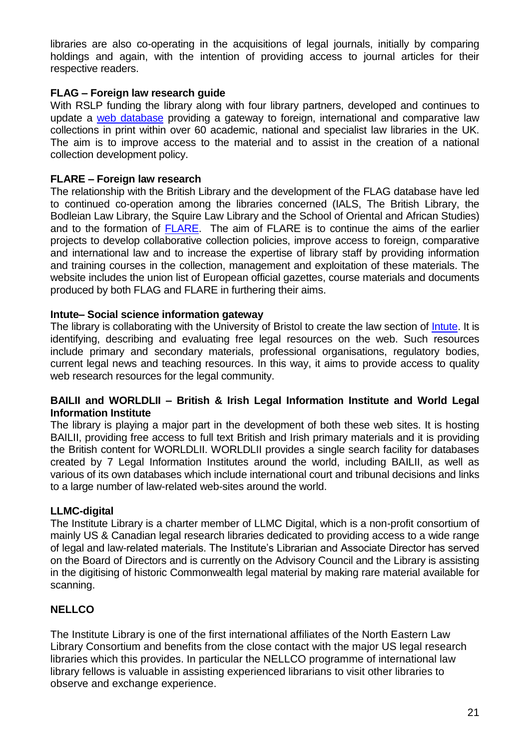libraries are also co-operating in the acquisitions of legal journals, initially by comparing holdings and again, with the intention of providing access to journal articles for their respective readers.

**FLAG – Foreign law research guide**

With RSLP funding the library along with four library partners, developed and continues to update a web database providing a gateway to foreign, international and comparative law collections in print within over 60 academic, national and specialist law libraries in the UK. The aim is to improve access to the material and to assist in the creation of a national collection development policy.

**FLARE – Foreign law research**

The relationship with the British Library and the development of the FLAG database have led to continued co-operation among the libraries concerned (IALS, The British Library, the Bodleian Law Library, the Squire Law Library and the School of Oriental and African Studies) and to the formation of FLARE. The aim of FLARE is to continue the aims of the earlier projects to develop collaborative collection policies, improve access to foreign, comparative and international law and to increase the expertise of library staff by providing information and training courses in the collection, management and exploitation of these materials. The website includes the union list of European official gazettes, course materials and documents produced by both FLAG and FLARE in furthering their aims.

**Intute– Social science information gateway**

The library is collaborating with the University of Bristol to create the law section of Intute. It is identifying, describing and evaluating free legal resources on the web. Such resources include primary and secondary materials, professional organisations, regulatory bodies, current legal news and teaching resources. In this way, it aims to provide access to quality web research resources for the legal community.

**BAILII and WORLDLII – British & Irish Legal Information Institute and World Legal Information Institute**

The library is playing a major part in the development of both these web sites. It is hosting BAILII, providing free access to full text British and Irish primary materials and it is providing the British content for WORLDLII. WORLDLII provides a single search facility for databases created by 7 Legal Information Institutes around the world, including BAILII, as well as various of its own databases which include international court and tribunal decisions and links to a large number of law-related web-sites around the world.

**LLMC-digital**

The Institute Library is a charter member of LLMC Digital, which is a non-profit consortium of mainly US & Canadian legal research libraries dedicated to providing access to a wide range of legal and law-related materials. The Institute's Librarian and Associate Director has served on the Board of Directors and is currently on the Advisory Council and the Library is assisting in the digitising of historic Commonwealth legal material by making rare material available for scanning.

**NELLCO**

The Institute Library is one of the first international affiliates of the North Eastern Law Library Consortium and benefits from the close contact with the major US legal research libraries which this provides. In particular the NELLCO programme of international law library fellows is valuable in assisting experienced librarians to visit other libraries to observe and exchange experience.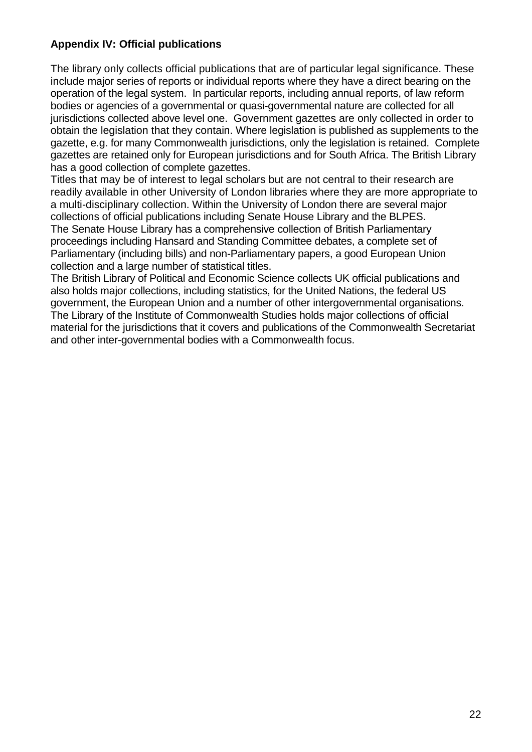**Appendix IV: Official publications**

The library only collects official publications that are of particular legal significance. These include major series of reports or individual reports where they have a direct bearing on the operation of the legal system. In particular reports, including annual reports, of law reform bodies or agencies of a governmental or quasi-governmental nature are collected for all jurisdictions collected above level one. Government gazettes are only collected in order to obtain the legislation that they contain. Where legislation is published as supplements to the gazette, e.g. for many Commonwealth jurisdictions, only the legislation is retained. Complete gazettes are retained only for European jurisdictions and for South Africa. The British Library has a good collection of complete gazettes.

Titles that may be of interest to legal scholars but are not central to their research are readily available in other University of London libraries where they are more appropriate to a multi-disciplinary collection. Within the University of London there are several major collections of official publications including Senate House Library and the BLPES.

The Senate House Library has a comprehensive collection of British Parliamentary proceedings including Hansard and Standing Committee debates, a complete set of Parliamentary (including bills) and non-Parliamentary papers, a good European Union collection and a large number of statistical titles.

The British Library of Political and Economic Science collects UK official publications and also holds major collections, including statistics, for the United Nations, the federal US government, the European Union and a number of other intergovernmental organisations.

The Library of the Institute of Commonwealth Studies holds major collections of official material for the jurisdictions that it covers and publications of the Commonwealth Secretariat and other inter-governmental bodies with a Commonwealth focus.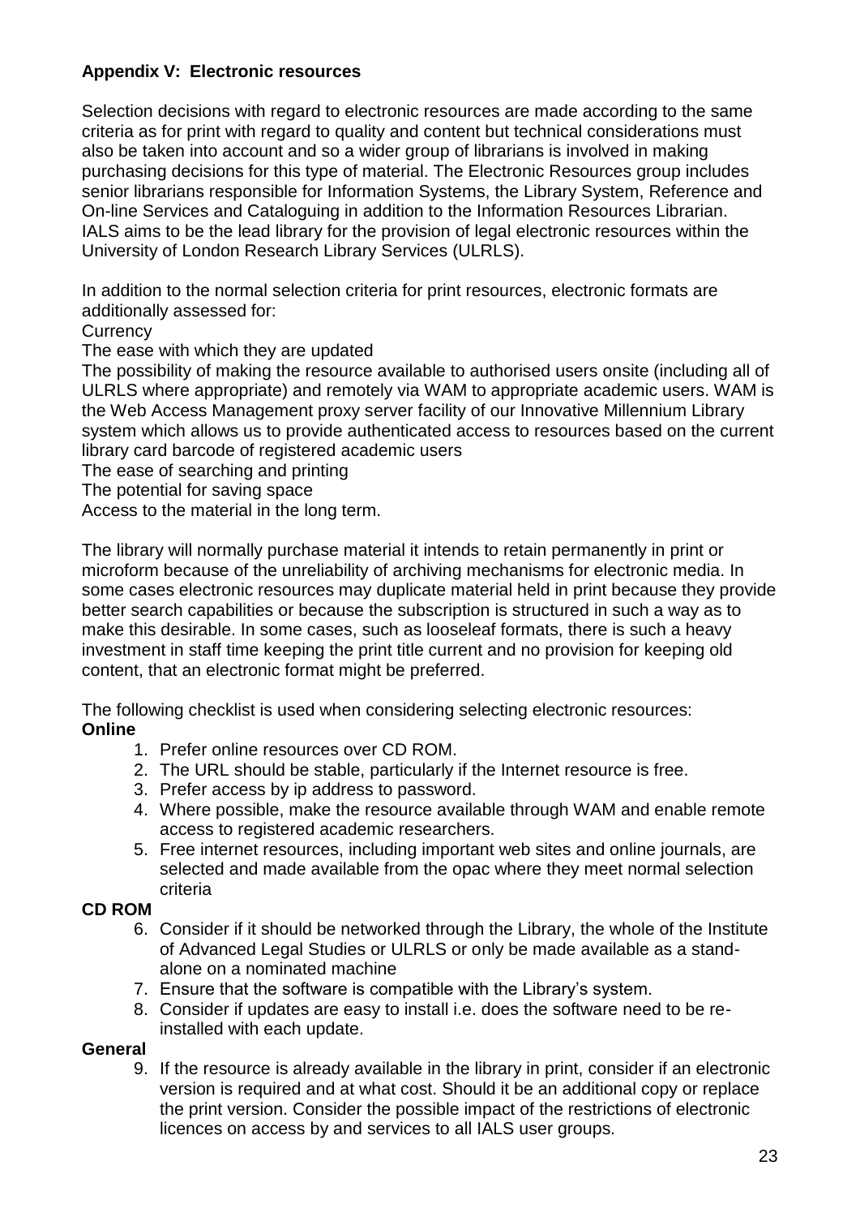## Appendix V: Electronic resources

Selection decisions with regard to electronic resources are made according to the same criteria as for print with regard to quality and content but technical considerations must also be taken into account and so a wider group of librarians is involved in making purchasing decisions for this type of material. The Electronic Resources group includes senior librarians responsible for Information Systems, the Library System, Reference and On-line Services and Cataloguing in addition to the Information Resources Librarian. IALS aims to be the lead library for the provision of legal electronic resources within the University of London Research Library Services (ULRLS).

In addition to the normal selection criteria for print resources, electronic formats are additionally assessed for:

Currency

The ease with which they are updated

The possibility of making the resource available to authorised users onsite (including all of ULRLS where appropriate) and remotely via WAM to appropriate academic users. WAM is the Web Access Management proxy server facility of our Innovative Millennium Library system which allows us to provide authenticated access to resources based on the current library card barcode of registered academic users

The ease of searching and printing

The potential for saving space

Access to the material in the long term.

The library will normally purchase material it intends to retain permanently in print or microform because of the unreliability of archiving mechanisms for electronic media. In some cases electronic resources may duplicate material held in print because they provide better search capabilities or because the subscription is structured in such a way as to make this desirable. In some cases, such as looseleaf formats, there is such a heavy investment in staff time keeping the print title current and no provision for keeping old content, that an electronic format might be preferred.

The following checklist is used when considering selecting electronic resources:

**Online**

1. Prefer online resources over CD ROM.
2. The URL should be stable, particularly if the Internet resource is free.
3. Prefer access by ip address to password.
4. Where possible, make the resource available through WAM and enable remote access to registered academic researchers.
5. Free internet resources, including important web sites and online journals, are selected and made available from the opac where they meet normal selection criteria

**CD ROM**

6. Consider if it should be networked through the Library, the whole of the Institute of Advanced Legal Studies or ULRLS or only be made available as a stand-alone on a nominated machine
7. Ensure that the software is compatible with the Library's system.
8. Consider if updates are easy to install i.e. does the software need to be re-installed with each update.

**General**

9. If the resource is already available in the library in print, consider if an electronic version is required and at what cost. Should it be an additional copy or replace the print version. Consider the possible impact of the restrictions of electronic licences on access by and services to all IALS user groups.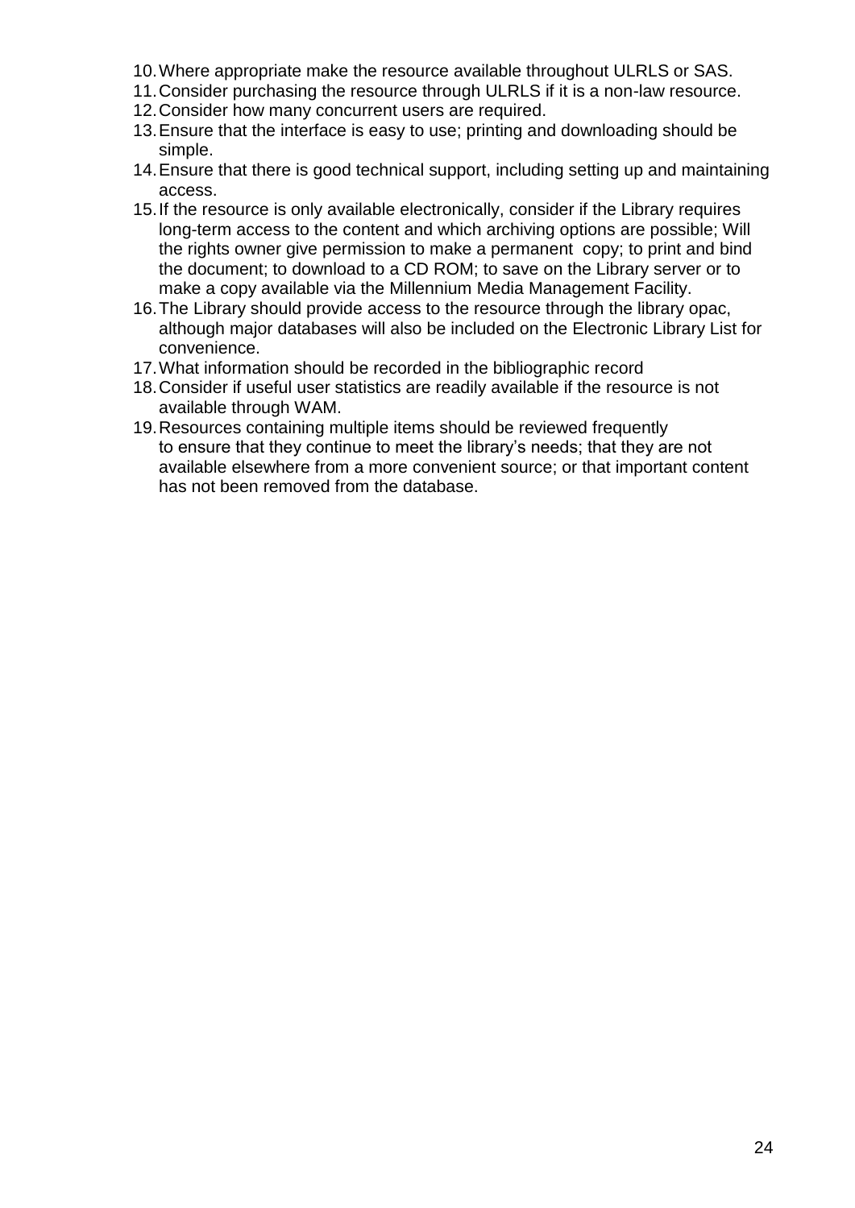10. Where appropriate make the resource available throughout ULRLS or SAS.
11. Consider purchasing the resource through ULRLS if it is a non-law resource.
12. Consider how many concurrent users are required.
13. Ensure that the interface is easy to use; printing and downloading should be simple.
14. Ensure that there is good technical support, including setting up and maintaining access.
15. If the resource is only available electronically, consider if the Library requires long-term access to the content and which archiving options are possible; Will the rights owner give permission to make a permanent copy; to print and bind the document; to download to a CD ROM; to save on the Library server or to make a copy available via the Millennium Media Management Facility.
16. The Library should provide access to the resource through the library opac, although major databases will also be included on the Electronic Library List for convenience.
17. What information should be recorded in the bibliographic record
18. Consider if useful user statistics are readily available if the resource is not available through WAM.
19. Resources containing multiple items should be reviewed frequently to ensure that they continue to meet the library's needs; that they are not available elsewhere from a more convenient source; or that important content has not been removed from the database.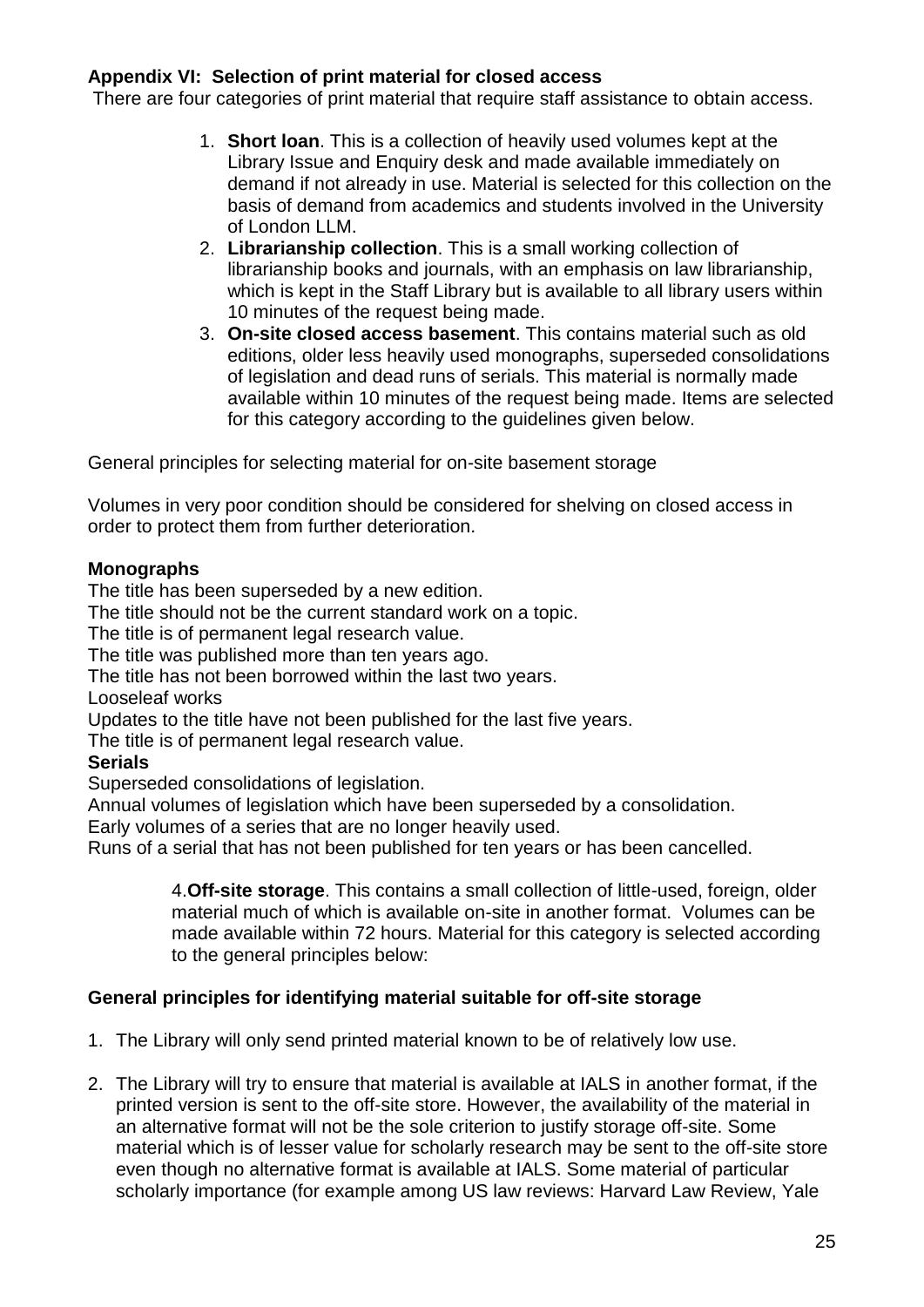**Appendix VI: Selection of print material for closed access**

There are four categories of print material that require staff assistance to obtain access.

1. **Short loan**. This is a collection of heavily used volumes kept at the Library Issue and Enquiry desk and made available immediately on demand if not already in use. Material is selected for this collection on the basis of demand from academics and students involved in the University of London LLM.
2. **Librarianship collection**. This is a small working collection of librarianship books and journals, with an emphasis on law librarianship, which is kept in the Staff Library but is available to all library users within 10 minutes of the request being made.
3. **On-site closed access basement**. This contains material such as old editions, older less heavily used monographs, superseded consolidations of legislation and dead runs of serials. This material is normally made available within 10 minutes of the request being made. Items are selected for this category according to the guidelines given below.

General principles for selecting material for on-site basement storage

Volumes in very poor condition should be considered for shelving on closed access in order to protect them from further deterioration.

**Monographs**

The title has been superseded by a new edition.
The title should not be the current standard work on a topic.
The title is of permanent legal research value.
The title was published more than ten years ago.
The title has not been borrowed within the last two years.
Looseleaf works
Updates to the title have not been published for the last five years.
The title is of permanent legal research value.

**Serials**

Superseded consolidations of legislation.
Annual volumes of legislation which have been superseded by a consolidation.
Early volumes of a series that are no longer heavily used.
Runs of a serial that has not been published for ten years or has been cancelled.

4. **Off-site storage**. This contains a small collection of little-used, foreign, older material much of which is available on-site in another format. Volumes can be made available within 72 hours. Material for this category is selected according to the general principles below:

**General principles for identifying material suitable for off-site storage**

1. The Library will only send printed material known to be of relatively low use.
2. The Library will try to ensure that material is available at IALS in another format, if the printed version is sent to the off-site store. However, the availability of the material in an alternative format will not be the sole criterion to justify storage off-site. Some material which is of lesser value for scholarly research may be sent to the off-site store even though no alternative format is available at IALS. Some material of particular scholarly importance (for example among US law reviews: Harvard Law Review, Yale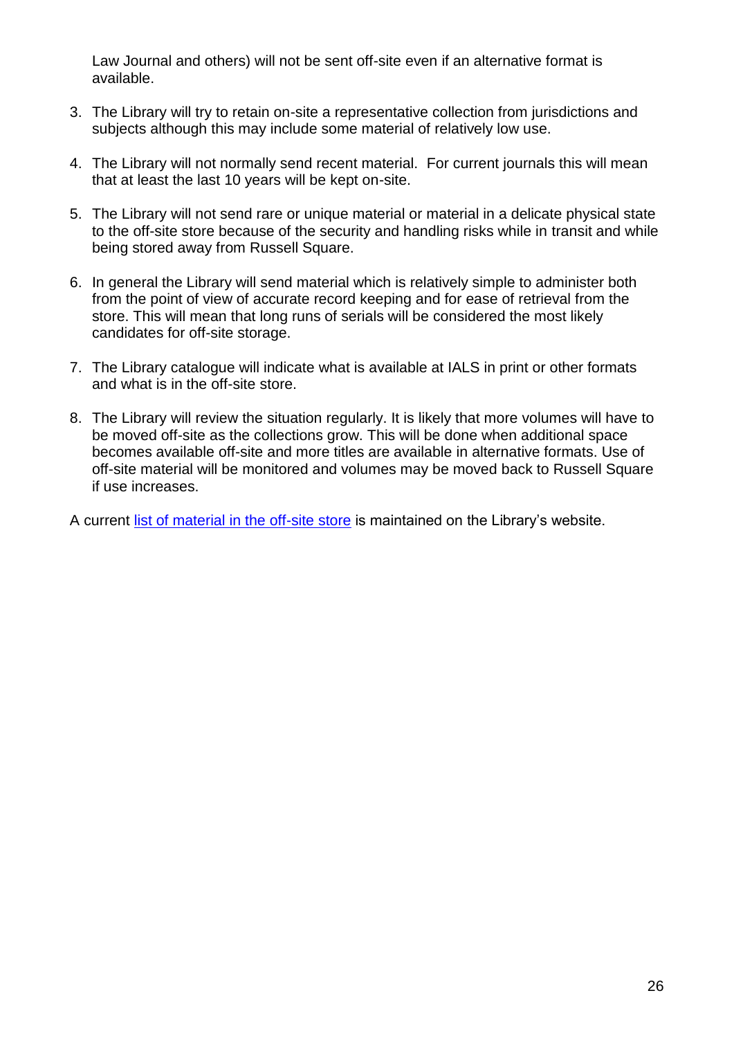Law Journal and others) will not be sent off-site even if an alternative format is available.

3. The Library will try to retain on-site a representative collection from jurisdictions and subjects although this may include some material of relatively low use.

4. The Library will not normally send recent material. For current journals this will mean that at least the last 10 years will be kept on-site.

5. The Library will not send rare or unique material or material in a delicate physical state to the off-site store because of the security and handling risks while in transit and while being stored away from Russell Square.

6. In general the Library will send material which is relatively simple to administer both from the point of view of accurate record keeping and for ease of retrieval from the store. This will mean that long runs of serials will be considered the most likely candidates for off-site storage.

7. The Library catalogue will indicate what is available at IALS in print or other formats and what is in the off-site store.

8. The Library will review the situation regularly. It is likely that more volumes will have to be moved off-site as the collections grow. This will be done when additional space becomes available off-site and more titles are available in alternative formats. Use of off-site material will be monitored and volumes may be moved back to Russell Square if use increases.

A current list of material in the off-site store is maintained on the Library's website.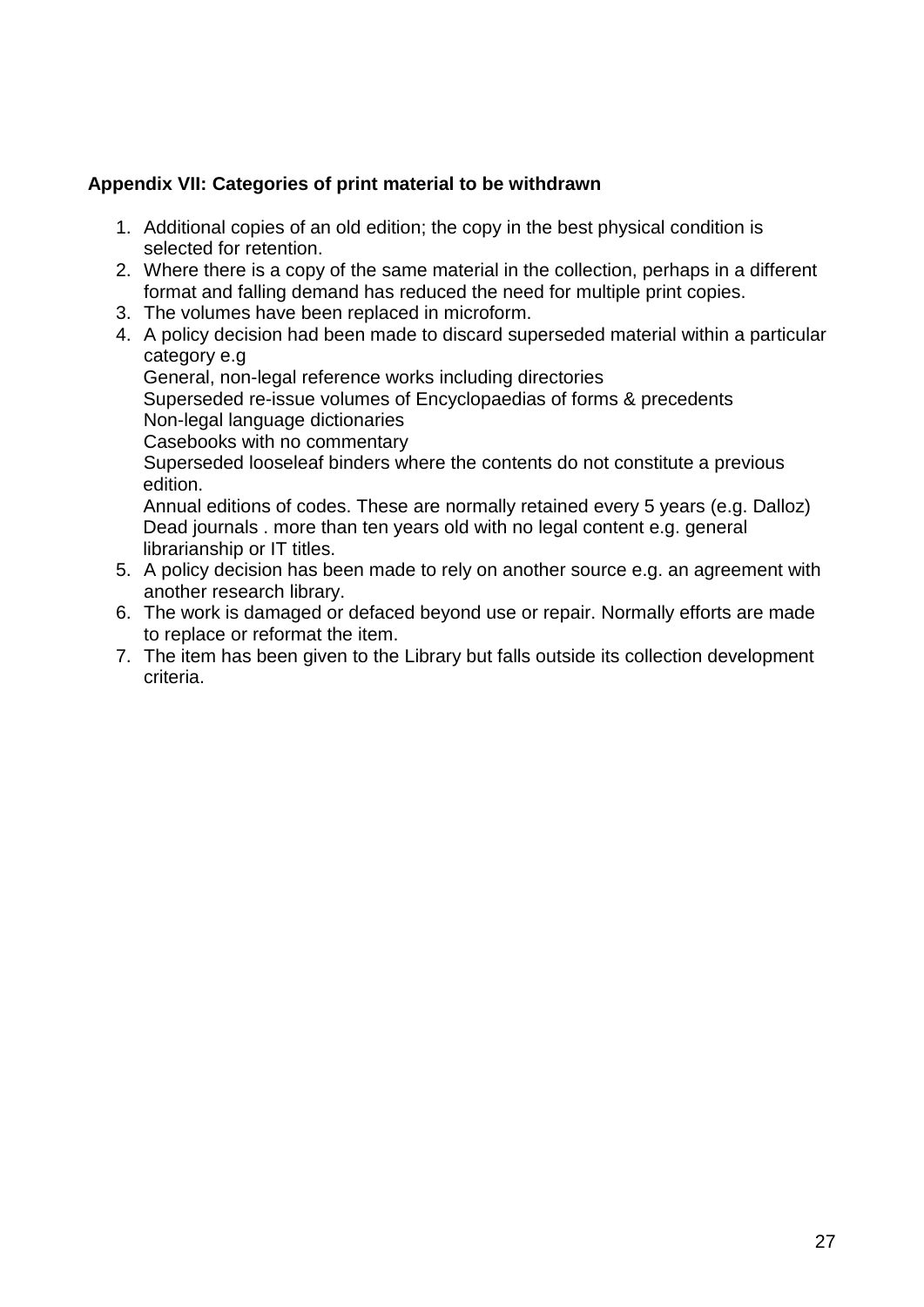**Appendix VII: Categories of print material to be withdrawn**

1. Additional copies of an old edition; the copy in the best physical condition is selected for retention.
2. Where there is a copy of the same material in the collection, perhaps in a different format and falling demand has reduced the need for multiple print copies.
3. The volumes have been replaced in microform.
4. A policy decision had been made to discard superseded material within a particular category e.g
   General, non-legal reference works including directories
   Superseded re-issue volumes of Encyclopaedias of forms & precedents
   Non-legal language dictionaries
   Casebooks with no commentary
   Superseded looseleaf binders where the contents do not constitute a previous edition.
   Annual editions of codes. These are normally retained every 5 years (e.g. Dalloz)
   Dead journals . more than ten years old with no legal content e.g. general librarianship or IT titles.
5. A policy decision has been made to rely on another source e.g. an agreement with another research library.
6. The work is damaged or defaced beyond use or repair. Normally efforts are made to replace or reformat the item.
7. The item has been given to the Library but falls outside its collection development criteria.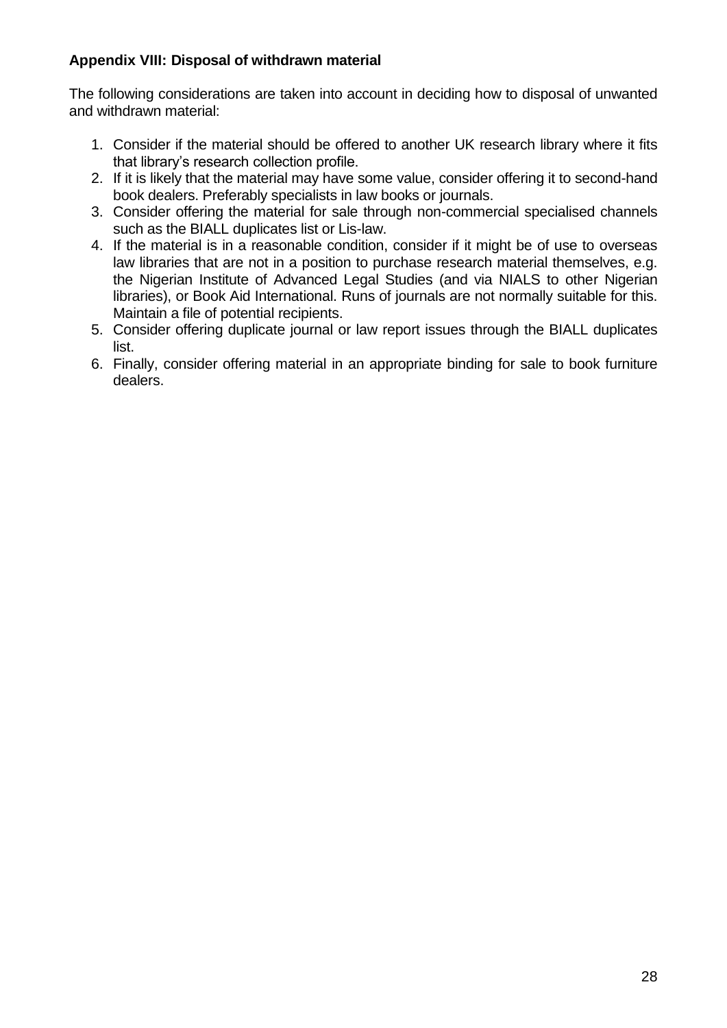**Appendix VIII: Disposal of withdrawn material**

The following considerations are taken into account in deciding how to disposal of unwanted and withdrawn material:

1. Consider if the material should be offered to another UK research library where it fits that library's research collection profile.
2. If it is likely that the material may have some value, consider offering it to second-hand book dealers. Preferably specialists in law books or journals.
3. Consider offering the material for sale through non-commercial specialised channels such as the BIALL duplicates list or Lis-law.
4. If the material is in a reasonable condition, consider if it might be of use to overseas law libraries that are not in a position to purchase research material themselves, e.g. the Nigerian Institute of Advanced Legal Studies (and via NIALS to other Nigerian libraries), or Book Aid International. Runs of journals are not normally suitable for this. Maintain a file of potential recipients.
5. Consider offering duplicate journal or law report issues through the BIALL duplicates list.
6. Finally, consider offering material in an appropriate binding for sale to book furniture dealers.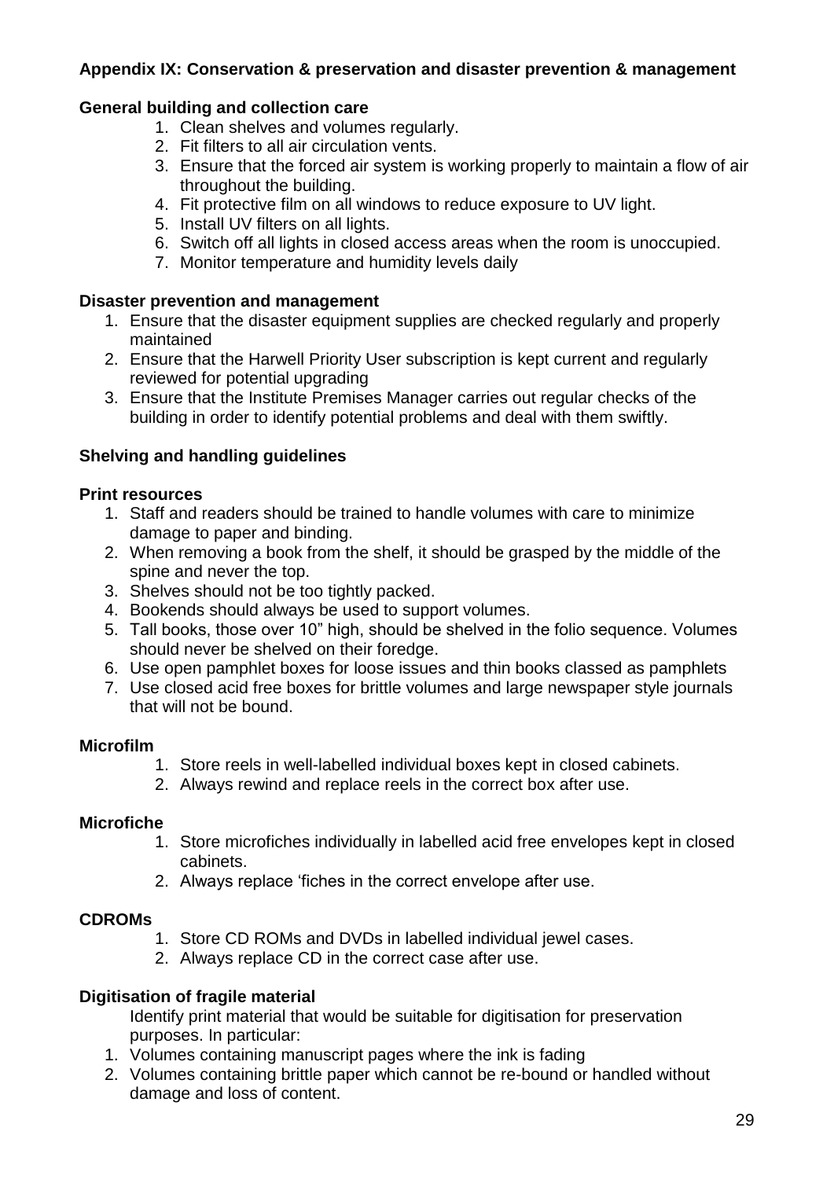**Appendix IX: Conservation & preservation and disaster prevention & management**

**General building and collection care**

1. Clean shelves and volumes regularly.
2. Fit filters to all air circulation vents.
3. Ensure that the forced air system is working properly to maintain a flow of air throughout the building.
4. Fit protective film on all windows to reduce exposure to UV light.
5. Install UV filters on all lights.
6. Switch off all lights in closed access areas when the room is unoccupied.
7. Monitor temperature and humidity levels daily

**Disaster prevention and management**

1. Ensure that the disaster equipment supplies are checked regularly and properly maintained
2. Ensure that the Harwell Priority User subscription is kept current and regularly reviewed for potential upgrading
3. Ensure that the Institute Premises Manager carries out regular checks of the building in order to identify potential problems and deal with them swiftly.

**Shelving and handling guidelines**

**Print resources**

1. Staff and readers should be trained to handle volumes with care to minimize damage to paper and binding.
2. When removing a book from the shelf, it should be grasped by the middle of the spine and never the top.
3. Shelves should not be too tightly packed.
4. Bookends should always be used to support volumes.
5. Tall books, those over 10" high, should be shelved in the folio sequence. Volumes should never be shelved on their foredge.
6. Use open pamphlet boxes for loose issues and thin books classed as pamphlets
7. Use closed acid free boxes for brittle volumes and large newspaper style journals that will not be bound.

**Microfilm**

1. Store reels in well-labelled individual boxes kept in closed cabinets.
2. Always rewind and replace reels in the correct box after use.

**Microfiche**

1. Store microfiches individually in labelled acid free envelopes kept in closed cabinets.
2. Always replace 'fiches in the correct envelope after use.

**CDROMs**

1. Store CD ROMs and DVDs in labelled individual jewel cases.
2. Always replace CD in the correct case after use.

**Digitisation of fragile material**

Identify print material that would be suitable for digitisation for preservation purposes. In particular:

1. Volumes containing manuscript pages where the ink is fading
2. Volumes containing brittle paper which cannot be re-bound or handled without damage and loss of content.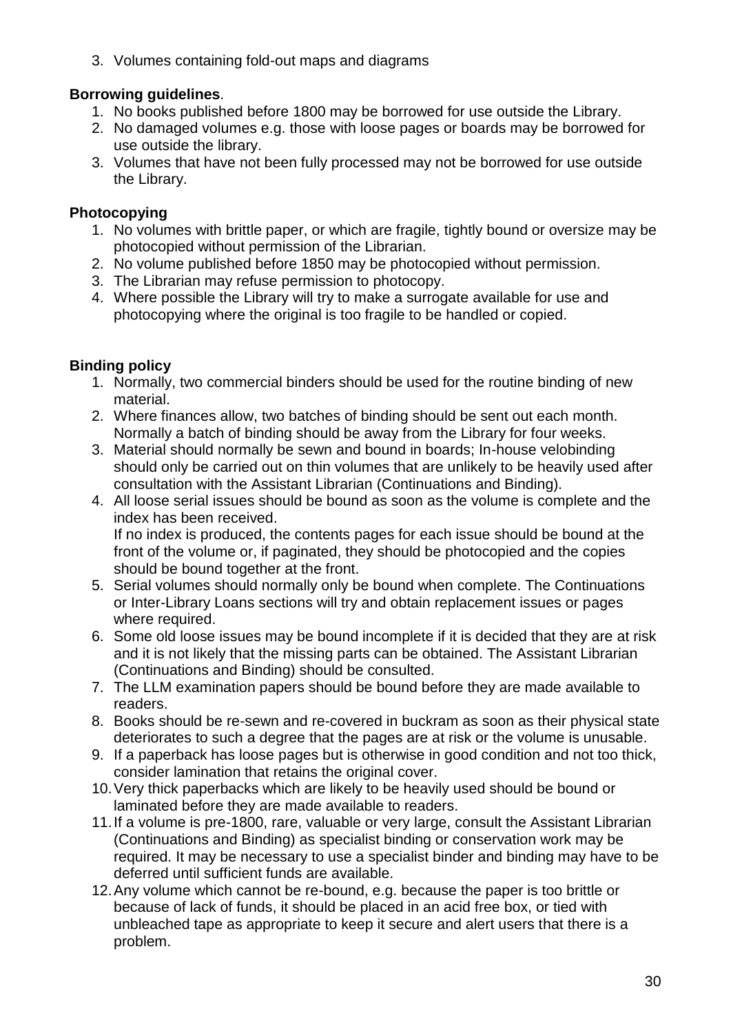3. Volumes containing fold-out maps and diagrams

**Borrowing guidelines**.

1. No books published before 1800 may be borrowed for use outside the Library.
2. No damaged volumes e.g. those with loose pages or boards may be borrowed for use outside the library.
3. Volumes that have not been fully processed may not be borrowed for use outside the Library.

**Photocopying**

1. No volumes with brittle paper, or which are fragile, tightly bound or oversize may be photocopied without permission of the Librarian.
2. No volume published before 1850 may be photocopied without permission.
3. The Librarian may refuse permission to photocopy.
4. Where possible the Library will try to make a surrogate available for use and photocopying where the original is too fragile to be handled or copied.

**Binding policy**

1. Normally, two commercial binders should be used for the routine binding of new material.
2. Where finances allow, two batches of binding should be sent out each month. Normally a batch of binding should be away from the Library for four weeks.
3. Material should normally be sewn and bound in boards; In-house velobinding should only be carried out on thin volumes that are unlikely to be heavily used after consultation with the Assistant Librarian (Continuations and Binding).
4. All loose serial issues should be bound as soon as the volume is complete and the index has been received.
   If no index is produced, the contents pages for each issue should be bound at the front of the volume or, if paginated, they should be photocopied and the copies should be bound together at the front.
5. Serial volumes should normally only be bound when complete. The Continuations or Inter-Library Loans sections will try and obtain replacement issues or pages where required.
6. Some old loose issues may be bound incomplete if it is decided that they are at risk and it is not likely that the missing parts can be obtained. The Assistant Librarian (Continuations and Binding) should be consulted.
7. The LLM examination papers should be bound before they are made available to readers.
8. Books should be re-sewn and re-covered in buckram as soon as their physical state deteriorates to such a degree that the pages are at risk or the volume is unusable.
9. If a paperback has loose pages but is otherwise in good condition and not too thick, consider lamination that retains the original cover.
10. Very thick paperbacks which are likely to be heavily used should be bound or laminated before they are made available to readers.
11. If a volume is pre-1800, rare, valuable or very large, consult the Assistant Librarian (Continuations and Binding) as specialist binding or conservation work may be required. It may be necessary to use a specialist binder and binding may have to be deferred until sufficient funds are available.
12. Any volume which cannot be re-bound, e.g. because the paper is too brittle or because of lack of funds, it should be placed in an acid free box, or tied with unbleached tape as appropriate to keep it secure and alert users that there is a problem.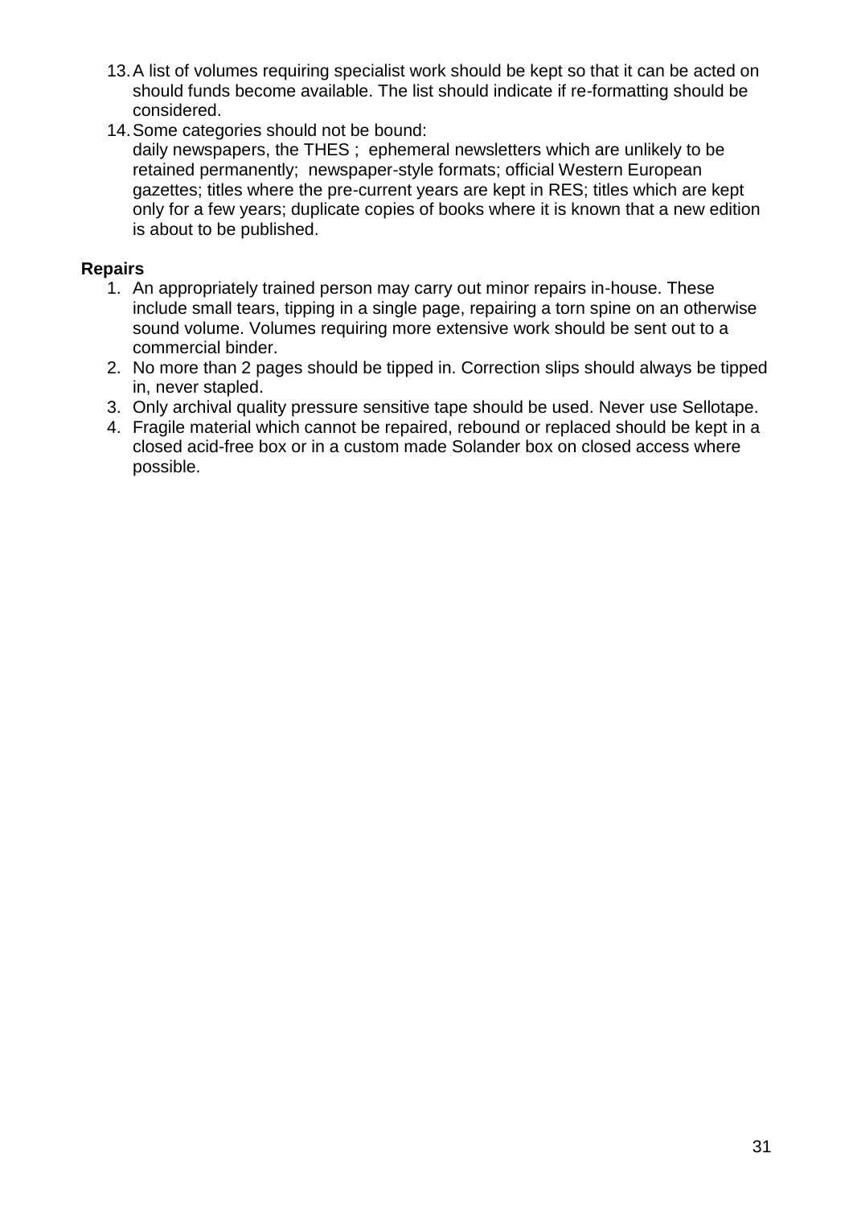13. A list of volumes requiring specialist work should be kept so that it can be acted on should funds become available. The list should indicate if re-formatting should be considered.
14. Some categories should not be bound:
    daily newspapers, the THES ; ephemeral newsletters which are unlikely to be retained permanently; newspaper-style formats; official Western European gazettes; titles where the pre-current years are kept in RES; titles which are kept only for a few years; duplicate copies of books where it is known that a new edition is about to be published.

**Repairs**

1. An appropriately trained person may carry out minor repairs in-house. These include small tears, tipping in a single page, repairing a torn spine on an otherwise sound volume. Volumes requiring more extensive work should be sent out to a commercial binder.
2. No more than 2 pages should be tipped in. Correction slips should always be tipped in, never stapled.
3. Only archival quality pressure sensitive tape should be used. Never use Sellotape.
4. Fragile material which cannot be repaired, rebound or replaced should be kept in a closed acid-free box or in a custom made Solander box on closed access where possible.